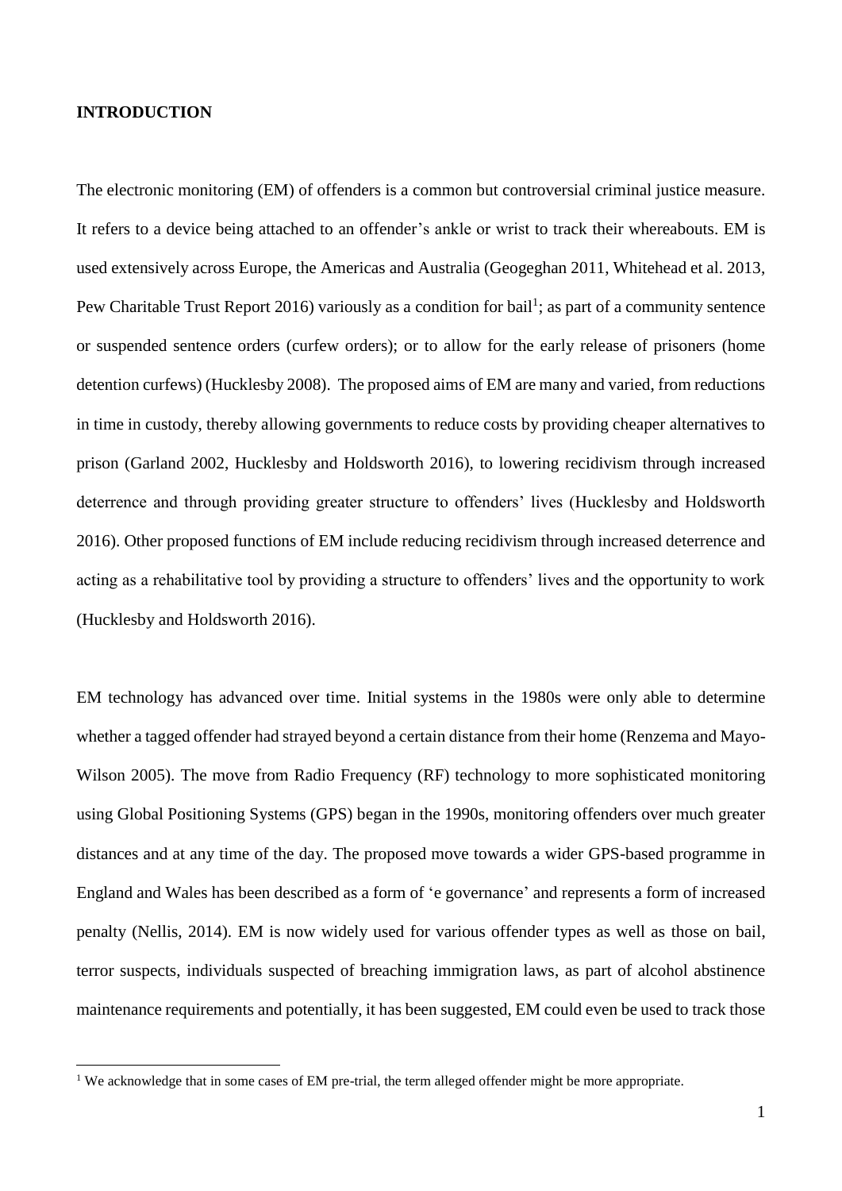## INTRODUCTION

The electronic monitoring (EM) of offenders is a common but controversial criminal justice measure. It refers to a device being attached to an offender's ankle or wrist to track their whereabouts. EM is used extensively across Europe, the Americas and Australia (Geogeghan 2011, Whitehead et al. 2013, Pew Charitable Trust Report 2016) variously as a condition for bail[1]; as part of a community sentence or suspended sentence orders (curfew orders); or to allow for the early release of prisoners (home detention curfews) (Hucklesby 2008). The proposed aims of EM are many and varied, from reductions in time in custody, thereby allowing governments to reduce costs by providing cheaper alternatives to prison (Garland 2002, Hucklesby and Holdsworth 2016), to lowering recidivism through increased deterrence and through providing greater structure to offenders' lives (Hucklesby and Holdsworth 2016). Other proposed functions of EM include reducing recidivism through increased deterrence and acting as a rehabilitative tool by providing a structure to offenders' lives and the opportunity to work (Hucklesby and Holdsworth 2016).

EM technology has advanced over time. Initial systems in the 1980s were only able to determine whether a tagged offender had strayed beyond a certain distance from their home (Renzema and Mayo-Wilson 2005). The move from Radio Frequency (RF) technology to more sophisticated monitoring using Global Positioning Systems (GPS) began in the 1990s, monitoring offenders over much greater distances and at any time of the day. The proposed move towards a wider GPS-based programme in England and Wales has been described as a form of 'e governance' and represents a form of increased penalty (Nellis, 2014). EM is now widely used for various offender types as well as those on bail, terror suspects, individuals suspected of breaching immigration laws, as part of alcohol abstinence maintenance requirements and potentially, it has been suggested, EM could even be used to track those

[1] We acknowledge that in some cases of EM pre-trial, the term alleged offender might be more appropriate.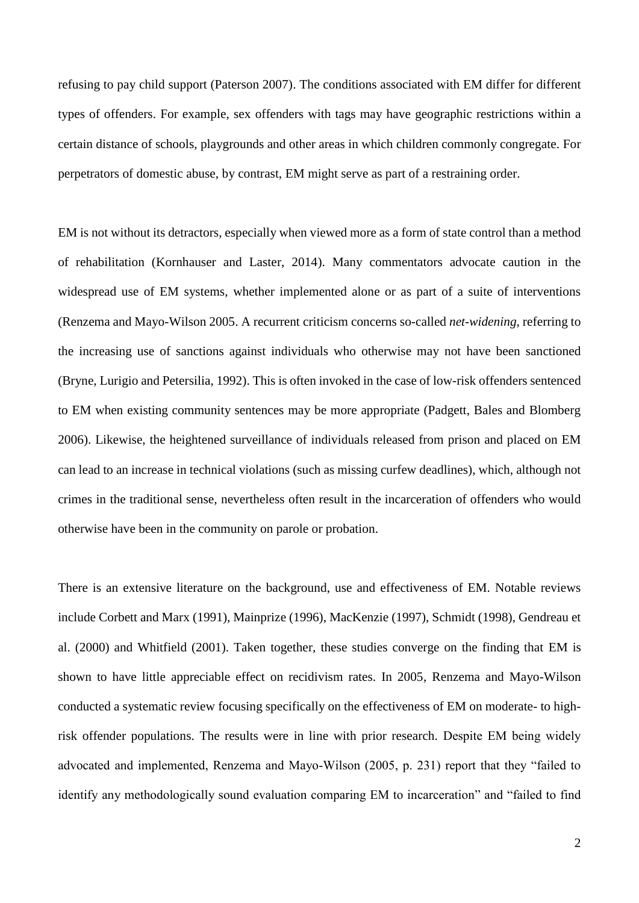refusing to pay child support (Paterson 2007). The conditions associated with EM differ for different types of offenders. For example, sex offenders with tags may have geographic restrictions within a certain distance of schools, playgrounds and other areas in which children commonly congregate. For perpetrators of domestic abuse, by contrast, EM might serve as part of a restraining order.

EM is not without its detractors, especially when viewed more as a form of state control than a method of rehabilitation (Kornhauser and Laster, 2014). Many commentators advocate caution in the widespread use of EM systems, whether implemented alone or as part of a suite of interventions (Renzema and Mayo-Wilson 2005. A recurrent criticism concerns so-called *net-widening*, referring to the increasing use of sanctions against individuals who otherwise may not have been sanctioned (Bryne, Lurigio and Petersilia, 1992). This is often invoked in the case of low-risk offenders sentenced to EM when existing community sentences may be more appropriate (Padgett, Bales and Blomberg 2006). Likewise, the heightened surveillance of individuals released from prison and placed on EM can lead to an increase in technical violations (such as missing curfew deadlines), which, although not crimes in the traditional sense, nevertheless often result in the incarceration of offenders who would otherwise have been in the community on parole or probation.

There is an extensive literature on the background, use and effectiveness of EM. Notable reviews include Corbett and Marx (1991), Mainprize (1996), MacKenzie (1997), Schmidt (1998), Gendreau et al. (2000) and Whitfield (2001). Taken together, these studies converge on the finding that EM is shown to have little appreciable effect on recidivism rates. In 2005, Renzema and Mayo-Wilson conducted a systematic review focusing specifically on the effectiveness of EM on moderate- to high-risk offender populations. The results were in line with prior research. Despite EM being widely advocated and implemented, Renzema and Mayo-Wilson (2005, p. 231) report that they "failed to identify any methodologically sound evaluation comparing EM to incarceration" and "failed to find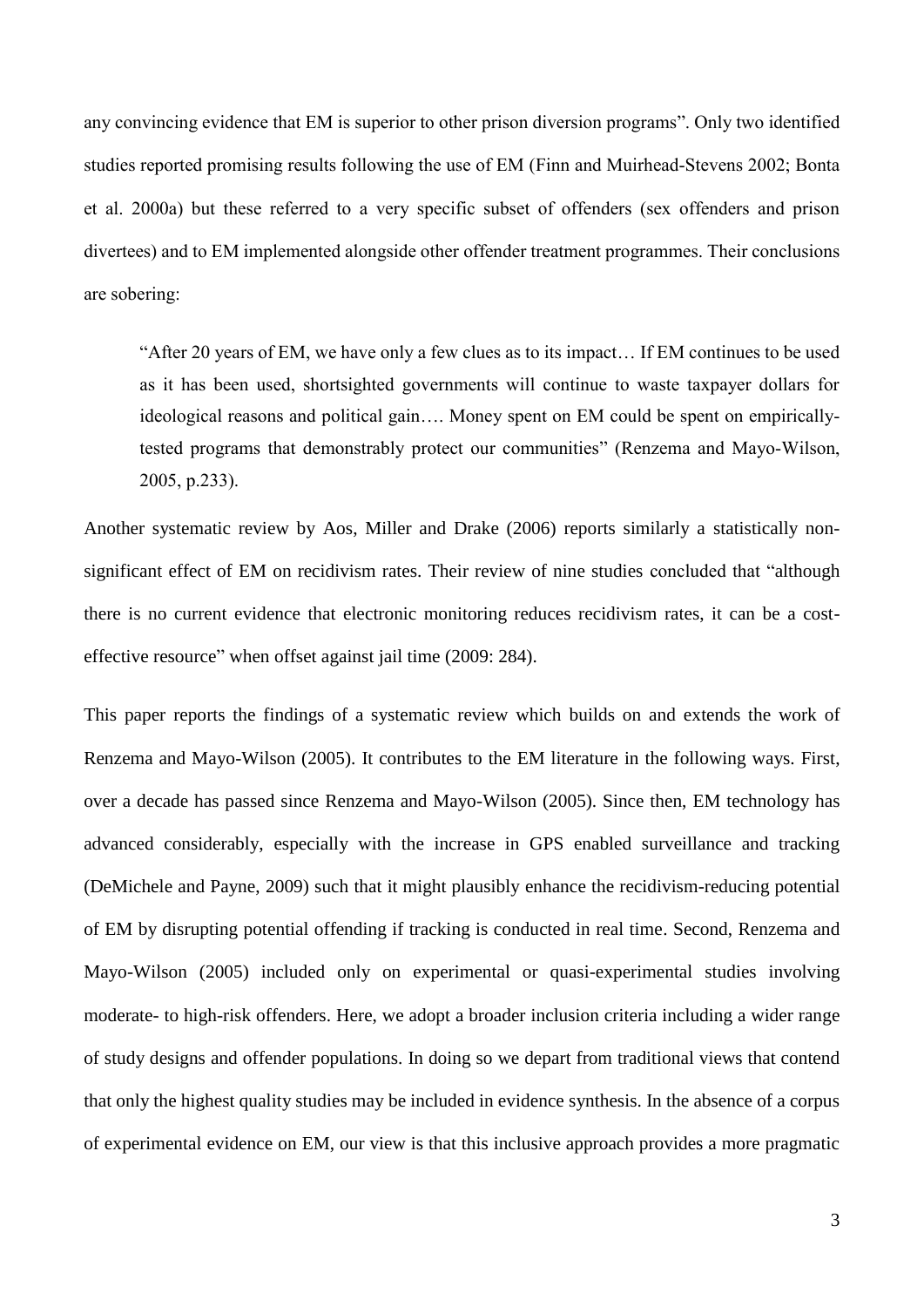any convincing evidence that EM is superior to other prison diversion programs". Only two identified studies reported promising results following the use of EM (Finn and Muirhead-Stevens 2002; Bonta et al. 2000a) but these referred to a very specific subset of offenders (sex offenders and prison divertees) and to EM implemented alongside other offender treatment programmes. Their conclusions are sobering:

> "After 20 years of EM, we have only a few clues as to its impact… If EM continues to be used as it has been used, shortsighted governments will continue to waste taxpayer dollars for ideological reasons and political gain…. Money spent on EM could be spent on empirically-tested programs that demonstrably protect our communities" (Renzema and Mayo-Wilson, 2005, p.233).

Another systematic review by Aos, Miller and Drake (2006) reports similarly a statistically non-significant effect of EM on recidivism rates. Their review of nine studies concluded that "although there is no current evidence that electronic monitoring reduces recidivism rates, it can be a cost-effective resource" when offset against jail time (2009: 284).

This paper reports the findings of a systematic review which builds on and extends the work of Renzema and Mayo-Wilson (2005). It contributes to the EM literature in the following ways. First, over a decade has passed since Renzema and Mayo-Wilson (2005). Since then, EM technology has advanced considerably, especially with the increase in GPS enabled surveillance and tracking (DeMichele and Payne, 2009) such that it might plausibly enhance the recidivism-reducing potential of EM by disrupting potential offending if tracking is conducted in real time. Second, Renzema and Mayo-Wilson (2005) included only on experimental or quasi-experimental studies involving moderate- to high-risk offenders. Here, we adopt a broader inclusion criteria including a wider range of study designs and offender populations. In doing so we depart from traditional views that contend that only the highest quality studies may be included in evidence synthesis. In the absence of a corpus of experimental evidence on EM, our view is that this inclusive approach provides a more pragmatic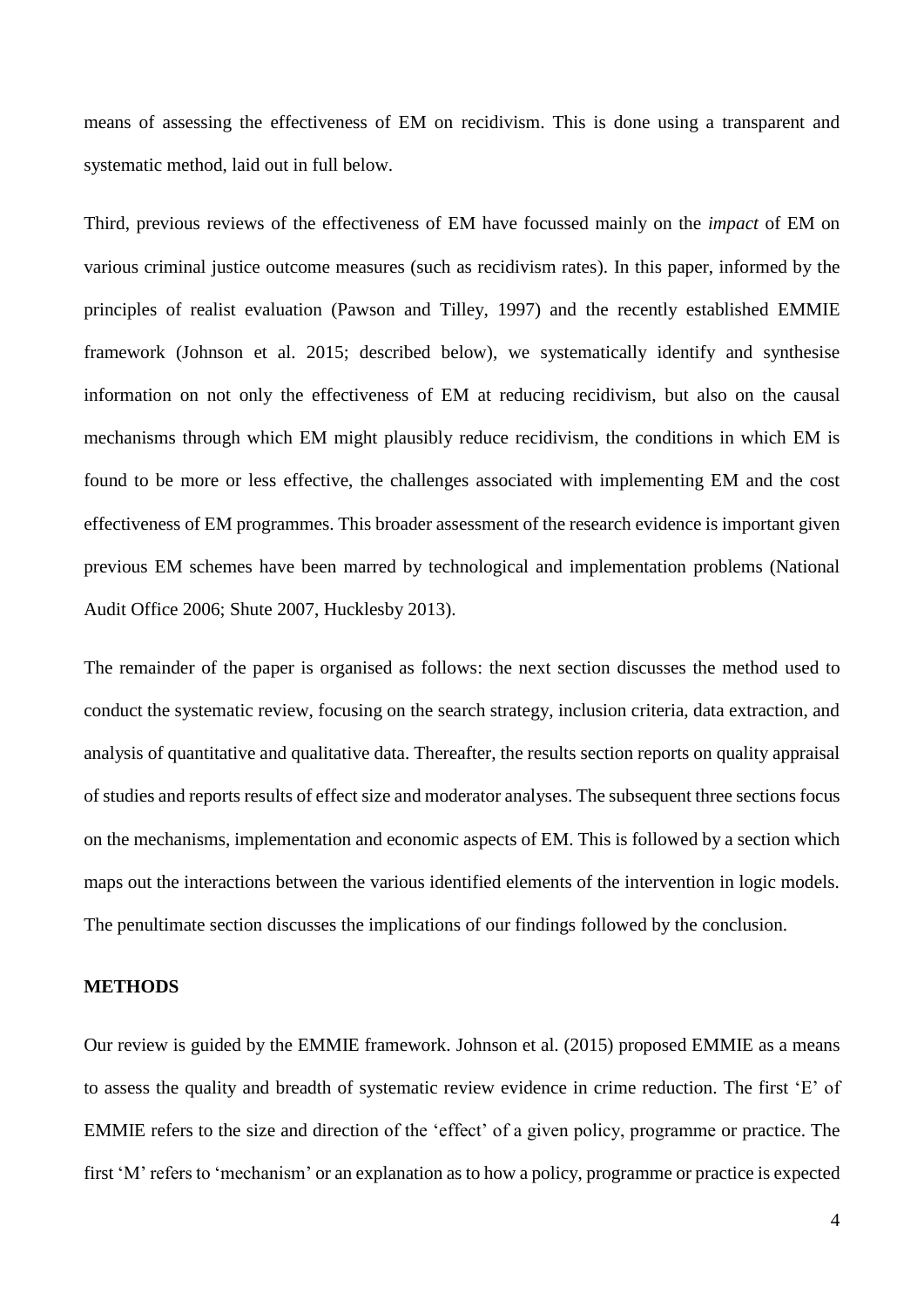means of assessing the effectiveness of EM on recidivism. This is done using a transparent and systematic method, laid out in full below.

Third, previous reviews of the effectiveness of EM have focussed mainly on the *impact* of EM on various criminal justice outcome measures (such as recidivism rates). In this paper, informed by the principles of realist evaluation (Pawson and Tilley, 1997) and the recently established EMMIE framework (Johnson et al. 2015; described below), we systematically identify and synthesise information on not only the effectiveness of EM at reducing recidivism, but also on the causal mechanisms through which EM might plausibly reduce recidivism, the conditions in which EM is found to be more or less effective, the challenges associated with implementing EM and the cost effectiveness of EM programmes. This broader assessment of the research evidence is important given previous EM schemes have been marred by technological and implementation problems (National Audit Office 2006; Shute 2007, Hucklesby 2013).

The remainder of the paper is organised as follows: the next section discusses the method used to conduct the systematic review, focusing on the search strategy, inclusion criteria, data extraction, and analysis of quantitative and qualitative data. Thereafter, the results section reports on quality appraisal of studies and reports results of effect size and moderator analyses. The subsequent three sections focus on the mechanisms, implementation and economic aspects of EM. This is followed by a section which maps out the interactions between the various identified elements of the intervention in logic models. The penultimate section discusses the implications of our findings followed by the conclusion.

## METHODS

Our review is guided by the EMMIE framework. Johnson et al. (2015) proposed EMMIE as a means to assess the quality and breadth of systematic review evidence in crime reduction. The first 'E' of EMMIE refers to the size and direction of the 'effect' of a given policy, programme or practice. The first 'M' refers to 'mechanism' or an explanation as to how a policy, programme or practice is expected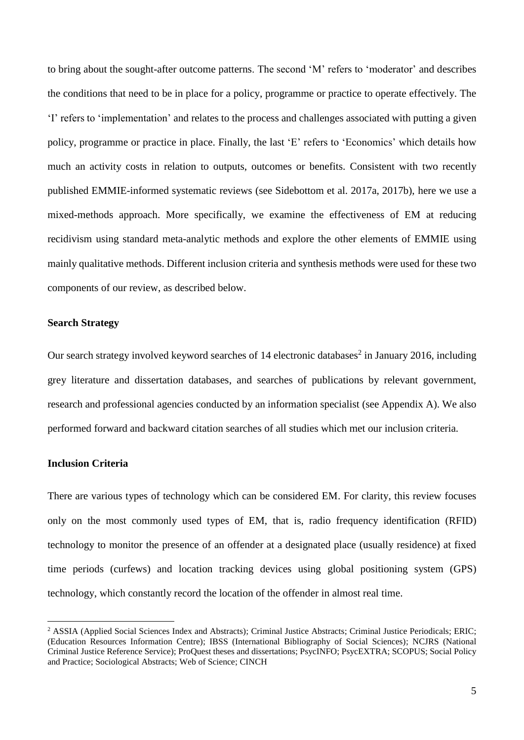to bring about the sought-after outcome patterns. The second 'M' refers to 'moderator' and describes the conditions that need to be in place for a policy, programme or practice to operate effectively. The 'I' refers to 'implementation' and relates to the process and challenges associated with putting a given policy, programme or practice in place. Finally, the last 'E' refers to 'Economics' which details how much an activity costs in relation to outputs, outcomes or benefits. Consistent with two recently published EMMIE-informed systematic reviews (see Sidebottom et al. 2017a, 2017b), here we use a mixed-methods approach. More specifically, we examine the effectiveness of EM at reducing recidivism using standard meta-analytic methods and explore the other elements of EMMIE using mainly qualitative methods. Different inclusion criteria and synthesis methods were used for these two components of our review, as described below.

**Search Strategy**

Our search strategy involved keyword searches of 14 electronic databases[2] in January 2016, including grey literature and dissertation databases, and searches of publications by relevant government, research and professional agencies conducted by an information specialist (see Appendix A). We also performed forward and backward citation searches of all studies which met our inclusion criteria.

**Inclusion Criteria**

There are various types of technology which can be considered EM. For clarity, this review focuses only on the most commonly used types of EM, that is, radio frequency identification (RFID) technology to monitor the presence of an offender at a designated place (usually residence) at fixed time periods (curfews) and location tracking devices using global positioning system (GPS) technology, which constantly record the location of the offender in almost real time.

[2] ASSIA (Applied Social Sciences Index and Abstracts); Criminal Justice Abstracts; Criminal Justice Periodicals; ERIC; (Education Resources Information Centre); IBSS (International Bibliography of Social Sciences); NCJRS (National Criminal Justice Reference Service); ProQuest theses and dissertations; PsycINFO; PsycEXTRA; SCOPUS; Social Policy and Practice; Sociological Abstracts; Web of Science; CINCH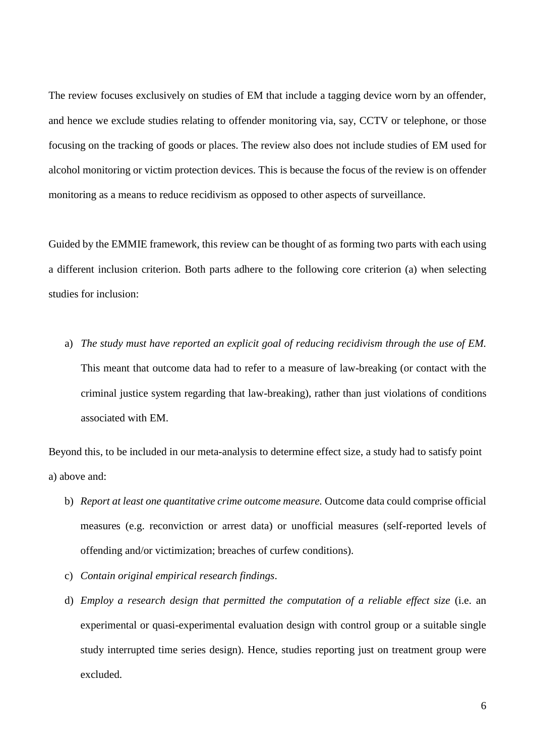The review focuses exclusively on studies of EM that include a tagging device worn by an offender, and hence we exclude studies relating to offender monitoring via, say, CCTV or telephone, or those focusing on the tracking of goods or places. The review also does not include studies of EM used for alcohol monitoring or victim protection devices. This is because the focus of the review is on offender monitoring as a means to reduce recidivism as opposed to other aspects of surveillance.

Guided by the EMMIE framework, this review can be thought of as forming two parts with each using a different inclusion criterion. Both parts adhere to the following core criterion (a) when selecting studies for inclusion:

a) *The study must have reported an explicit goal of reducing recidivism through the use of EM.* This meant that outcome data had to refer to a measure of law-breaking (or contact with the criminal justice system regarding that law-breaking), rather than just violations of conditions associated with EM.

Beyond this, to be included in our meta-analysis to determine effect size, a study had to satisfy point a) above and:

b) *Report at least one quantitative crime outcome measure.* Outcome data could comprise official measures (e.g. reconviction or arrest data) or unofficial measures (self-reported levels of offending and/or victimization; breaches of curfew conditions).
c) *Contain original empirical research findings*.
d) *Employ a research design that permitted the computation of a reliable effect size* (i.e. an experimental or quasi-experimental evaluation design with control group or a suitable single study interrupted time series design). Hence, studies reporting just on treatment group were excluded.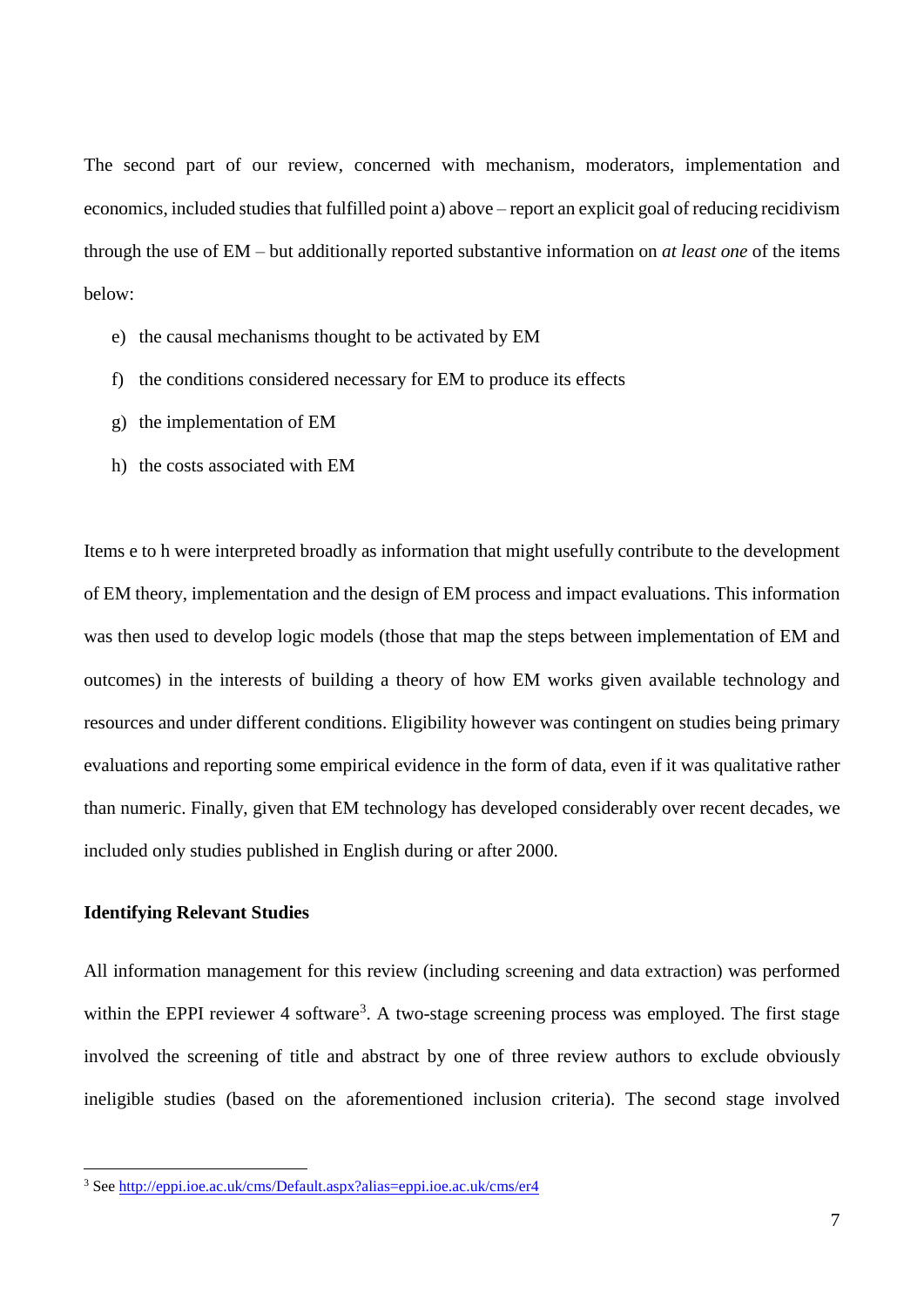The second part of our review, concerned with mechanism, moderators, implementation and economics, included studies that fulfilled point a) above – report an explicit goal of reducing recidivism through the use of EM – but additionally reported substantive information on *at least one* of the items below:

e) the causal mechanisms thought to be activated by EM
f) the conditions considered necessary for EM to produce its effects
g) the implementation of EM
h) the costs associated with EM

Items e to h were interpreted broadly as information that might usefully contribute to the development of EM theory, implementation and the design of EM process and impact evaluations. This information was then used to develop logic models (those that map the steps between implementation of EM and outcomes) in the interests of building a theory of how EM works given available technology and resources and under different conditions. Eligibility however was contingent on studies being primary evaluations and reporting some empirical evidence in the form of data, even if it was qualitative rather than numeric. Finally, given that EM technology has developed considerably over recent decades, we included only studies published in English during or after 2000.

**Identifying Relevant Studies**

All information management for this review (including screening and data extraction) was performed within the EPPI reviewer 4 software[3]. A two-stage screening process was employed. The first stage involved the screening of title and abstract by one of three review authors to exclude obviously ineligible studies (based on the aforementioned inclusion criteria). The second stage involved

[3] See http://eppi.ioe.ac.uk/cms/Default.aspx?alias=eppi.ioe.ac.uk/cms/er4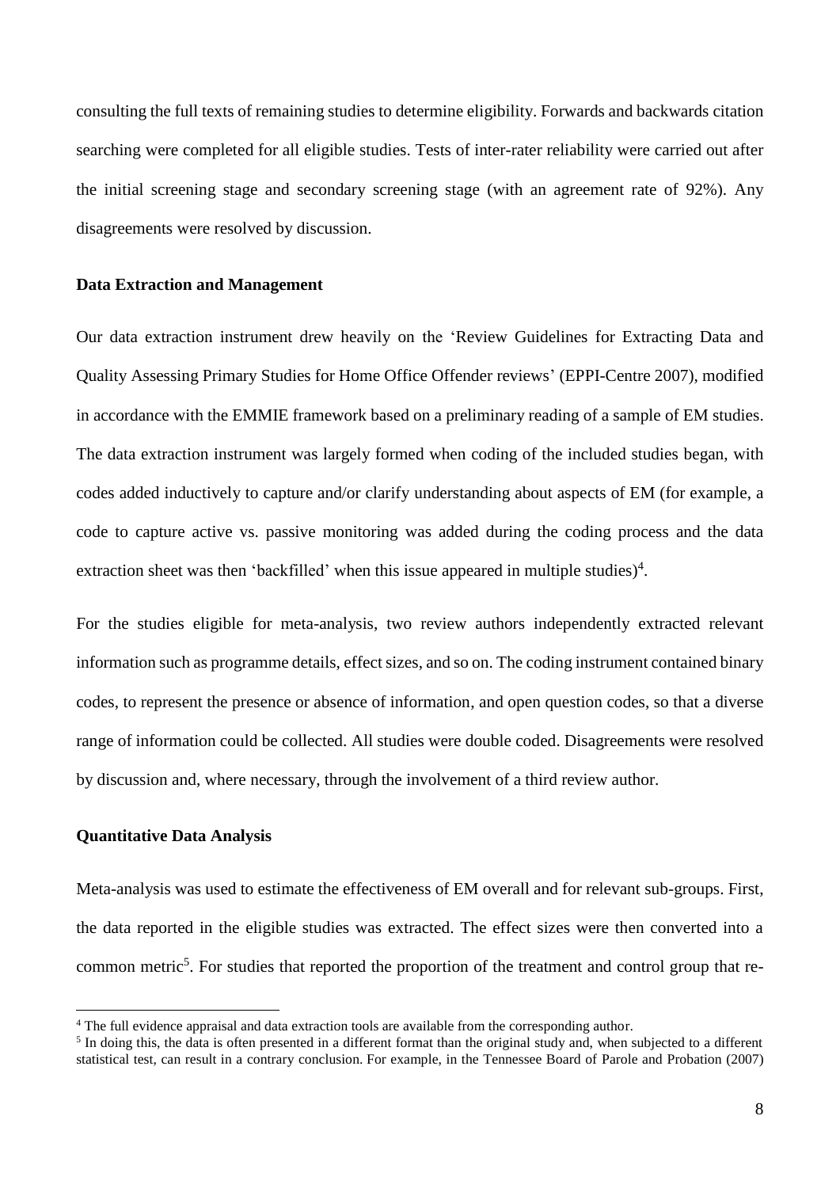consulting the full texts of remaining studies to determine eligibility. Forwards and backwards citation searching were completed for all eligible studies. Tests of inter-rater reliability were carried out after the initial screening stage and secondary screening stage (with an agreement rate of 92%). Any disagreements were resolved by discussion.

### Data Extraction and Management

Our data extraction instrument drew heavily on the 'Review Guidelines for Extracting Data and Quality Assessing Primary Studies for Home Office Offender reviews' (EPPI-Centre 2007), modified in accordance with the EMMIE framework based on a preliminary reading of a sample of EM studies. The data extraction instrument was largely formed when coding of the included studies began, with codes added inductively to capture and/or clarify understanding about aspects of EM (for example, a code to capture active vs. passive monitoring was added during the coding process and the data extraction sheet was then 'backfilled' when this issue appeared in multiple studies)[4].

For the studies eligible for meta-analysis, two review authors independently extracted relevant information such as programme details, effect sizes, and so on. The coding instrument contained binary codes, to represent the presence or absence of information, and open question codes, so that a diverse range of information could be collected. All studies were double coded. Disagreements were resolved by discussion and, where necessary, through the involvement of a third review author.

### Quantitative Data Analysis

Meta-analysis was used to estimate the effectiveness of EM overall and for relevant sub-groups. First, the data reported in the eligible studies was extracted. The effect sizes were then converted into a common metric[5]. For studies that reported the proportion of the treatment and control group that re-

---

[4] The full evidence appraisal and data extraction tools are available from the corresponding author.

[5] In doing this, the data is often presented in a different format than the original study and, when subjected to a different statistical test, can result in a contrary conclusion. For example, in the Tennessee Board of Parole and Probation (2007)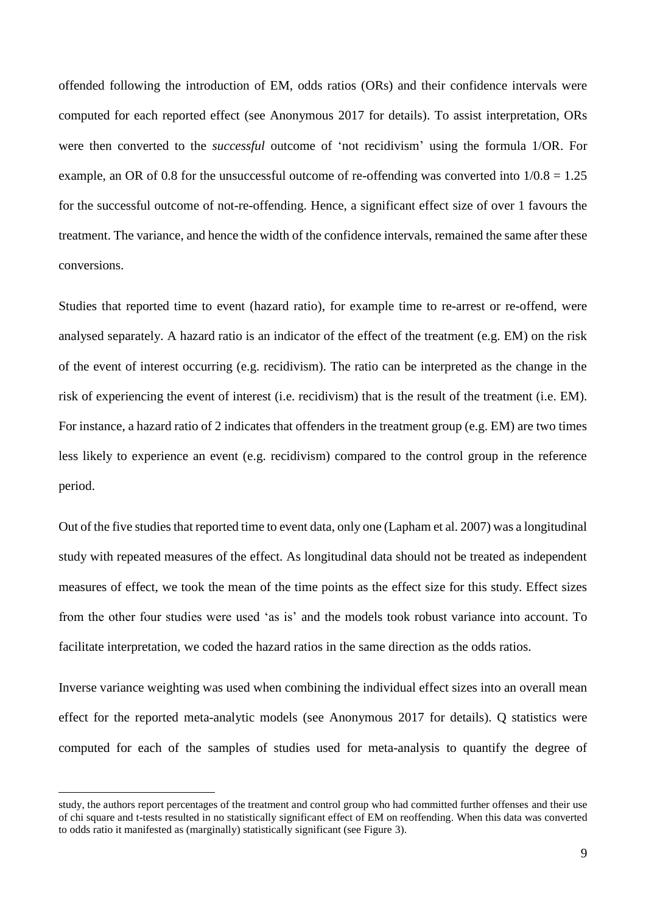offended following the introduction of EM, odds ratios (ORs) and their confidence intervals were computed for each reported effect (see Anonymous 2017 for details). To assist interpretation, ORs were then converted to the *successful* outcome of 'not recidivism' using the formula 1/OR. For example, an OR of 0.8 for the unsuccessful outcome of re-offending was converted into $1/0.8 = 1.25$ for the successful outcome of not-re-offending. Hence, a significant effect size of over 1 favours the treatment. The variance, and hence the width of the confidence intervals, remained the same after these conversions.

Studies that reported time to event (hazard ratio), for example time to re-arrest or re-offend, were analysed separately. A hazard ratio is an indicator of the effect of the treatment (e.g. EM) on the risk of the event of interest occurring (e.g. recidivism). The ratio can be interpreted as the change in the risk of experiencing the event of interest (i.e. recidivism) that is the result of the treatment (i.e. EM). For instance, a hazard ratio of 2 indicates that offenders in the treatment group (e.g. EM) are two times less likely to experience an event (e.g. recidivism) compared to the control group in the reference period.

Out of the five studies that reported time to event data, only one (Lapham et al. 2007) was a longitudinal study with repeated measures of the effect. As longitudinal data should not be treated as independent measures of effect, we took the mean of the time points as the effect size for this study. Effect sizes from the other four studies were used 'as is' and the models took robust variance into account. To facilitate interpretation, we coded the hazard ratios in the same direction as the odds ratios.

Inverse variance weighting was used when combining the individual effect sizes into an overall mean effect for the reported meta-analytic models (see Anonymous 2017 for details). Q statistics were computed for each of the samples of studies used for meta-analysis to quantify the degree of

---

study, the authors report percentages of the treatment and control group who had committed further offenses and their use of chi square and t-tests resulted in no statistically significant effect of EM on reoffending. When this data was converted to odds ratio it manifested as (marginally) statistically significant (see Figure 3).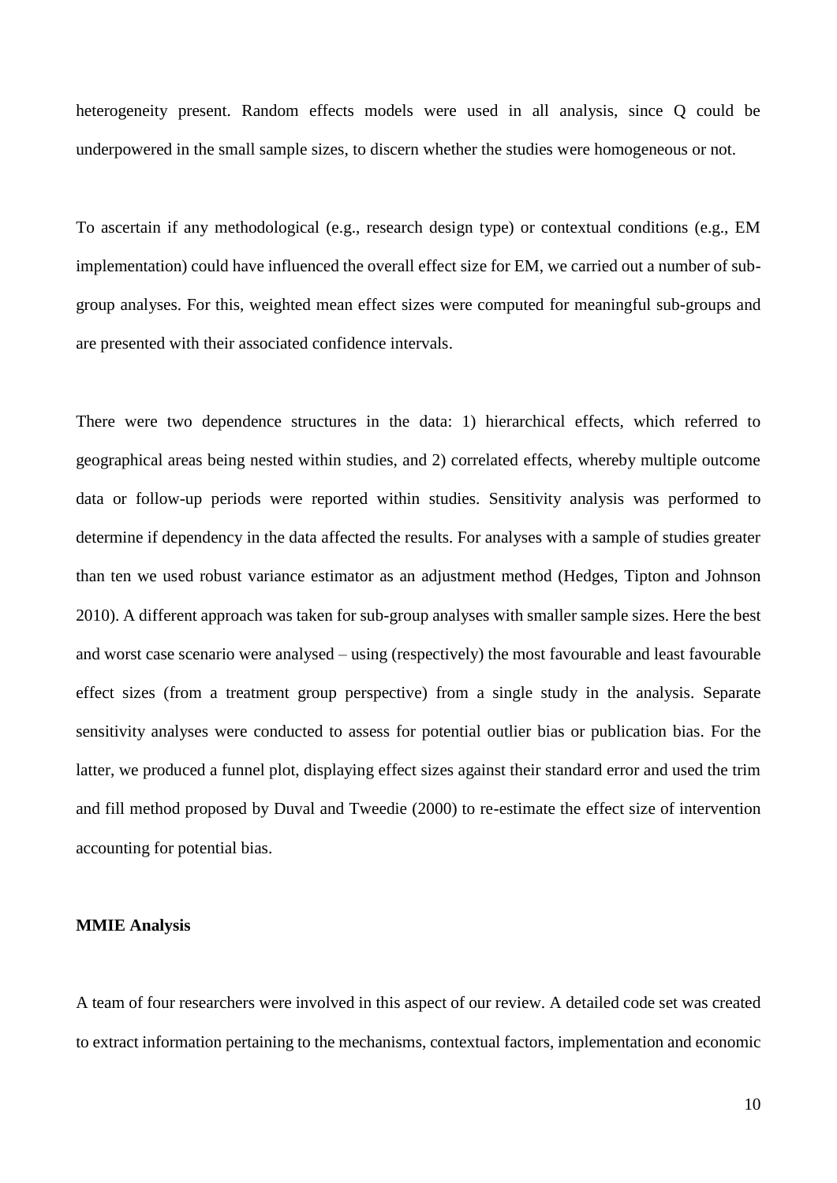heterogeneity present. Random effects models were used in all analysis, since Q could be underpowered in the small sample sizes, to discern whether the studies were homogeneous or not.

To ascertain if any methodological (e.g., research design type) or contextual conditions (e.g., EM implementation) could have influenced the overall effect size for EM, we carried out a number of sub-group analyses. For this, weighted mean effect sizes were computed for meaningful sub-groups and are presented with their associated confidence intervals.

There were two dependence structures in the data: 1) hierarchical effects, which referred to geographical areas being nested within studies, and 2) correlated effects, whereby multiple outcome data or follow-up periods were reported within studies. Sensitivity analysis was performed to determine if dependency in the data affected the results. For analyses with a sample of studies greater than ten we used robust variance estimator as an adjustment method (Hedges, Tipton and Johnson 2010). A different approach was taken for sub-group analyses with smaller sample sizes. Here the best and worst case scenario were analysed – using (respectively) the most favourable and least favourable effect sizes (from a treatment group perspective) from a single study in the analysis. Separate sensitivity analyses were conducted to assess for potential outlier bias or publication bias. For the latter, we produced a funnel plot, displaying effect sizes against their standard error and used the trim and fill method proposed by Duval and Tweedie (2000) to re-estimate the effect size of intervention accounting for potential bias.

**MMIE Analysis**

A team of four researchers were involved in this aspect of our review. A detailed code set was created to extract information pertaining to the mechanisms, contextual factors, implementation and economic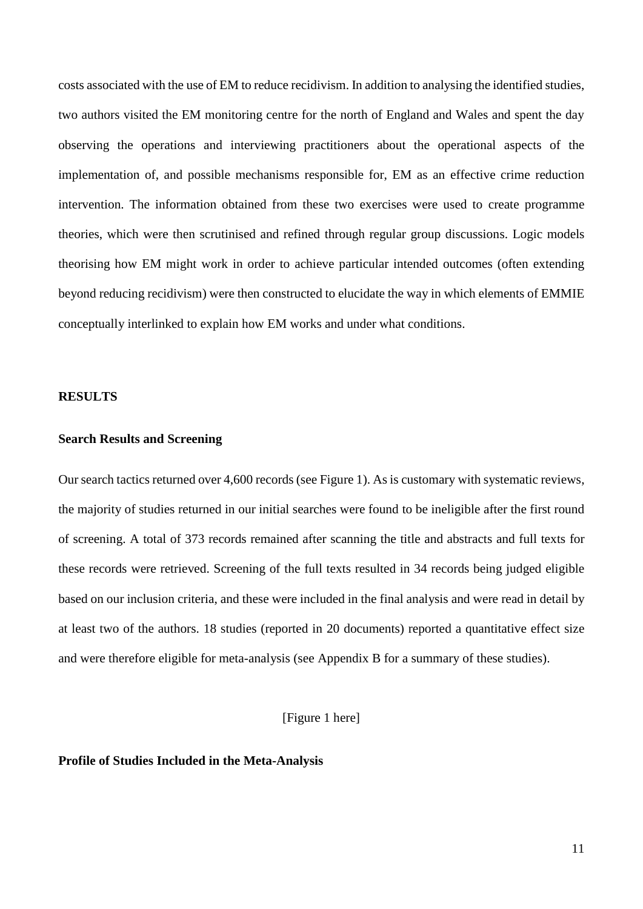costs associated with the use of EM to reduce recidivism. In addition to analysing the identified studies, two authors visited the EM monitoring centre for the north of England and Wales and spent the day observing the operations and interviewing practitioners about the operational aspects of the implementation of, and possible mechanisms responsible for, EM as an effective crime reduction intervention. The information obtained from these two exercises were used to create programme theories, which were then scrutinised and refined through regular group discussions. Logic models theorising how EM might work in order to achieve particular intended outcomes (often extending beyond reducing recidivism) were then constructed to elucidate the way in which elements of EMMIE conceptually interlinked to explain how EM works and under what conditions.

## RESULTS

### Search Results and Screening

Our search tactics returned over 4,600 records (see Figure 1). As is customary with systematic reviews, the majority of studies returned in our initial searches were found to be ineligible after the first round of screening. A total of 373 records remained after scanning the title and abstracts and full texts for these records were retrieved. Screening of the full texts resulted in 34 records being judged eligible based on our inclusion criteria, and these were included in the final analysis and were read in detail by at least two of the authors. 18 studies (reported in 20 documents) reported a quantitative effect size and were therefore eligible for meta-analysis (see Appendix B for a summary of these studies).

[Figure 1 here]

### Profile of Studies Included in the Meta-Analysis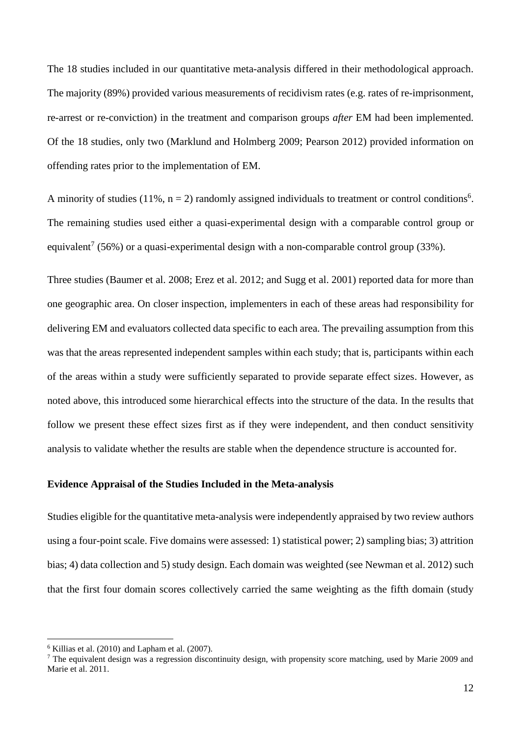The 18 studies included in our quantitative meta-analysis differed in their methodological approach. The majority (89%) provided various measurements of recidivism rates (e.g. rates of re-imprisonment, re-arrest or re-conviction) in the treatment and comparison groups *after* EM had been implemented. Of the 18 studies, only two (Marklund and Holmberg 2009; Pearson 2012) provided information on offending rates prior to the implementation of EM.

A minority of studies (11%, n = 2) randomly assigned individuals to treatment or control conditions[6]. The remaining studies used either a quasi-experimental design with a comparable control group or equivalent[7] (56%) or a quasi-experimental design with a non-comparable control group (33%).

Three studies (Baumer et al. 2008; Erez et al. 2012; and Sugg et al. 2001) reported data for more than one geographic area. On closer inspection, implementers in each of these areas had responsibility for delivering EM and evaluators collected data specific to each area. The prevailing assumption from this was that the areas represented independent samples within each study; that is, participants within each of the areas within a study were sufficiently separated to provide separate effect sizes. However, as noted above, this introduced some hierarchical effects into the structure of the data. In the results that follow we present these effect sizes first as if they were independent, and then conduct sensitivity analysis to validate whether the results are stable when the dependence structure is accounted for.

### Evidence Appraisal of the Studies Included in the Meta-analysis

Studies eligible for the quantitative meta-analysis were independently appraised by two review authors using a four-point scale. Five domains were assessed: 1) statistical power; 2) sampling bias; 3) attrition bias; 4) data collection and 5) study design. Each domain was weighted (see Newman et al. 2012) such that the first four domain scores collectively carried the same weighting as the fifth domain (study

[6] Killias et al. (2010) and Lapham et al. (2007).

[7] The equivalent design was a regression discontinuity design, with propensity score matching, used by Marie 2009 and Marie et al. 2011.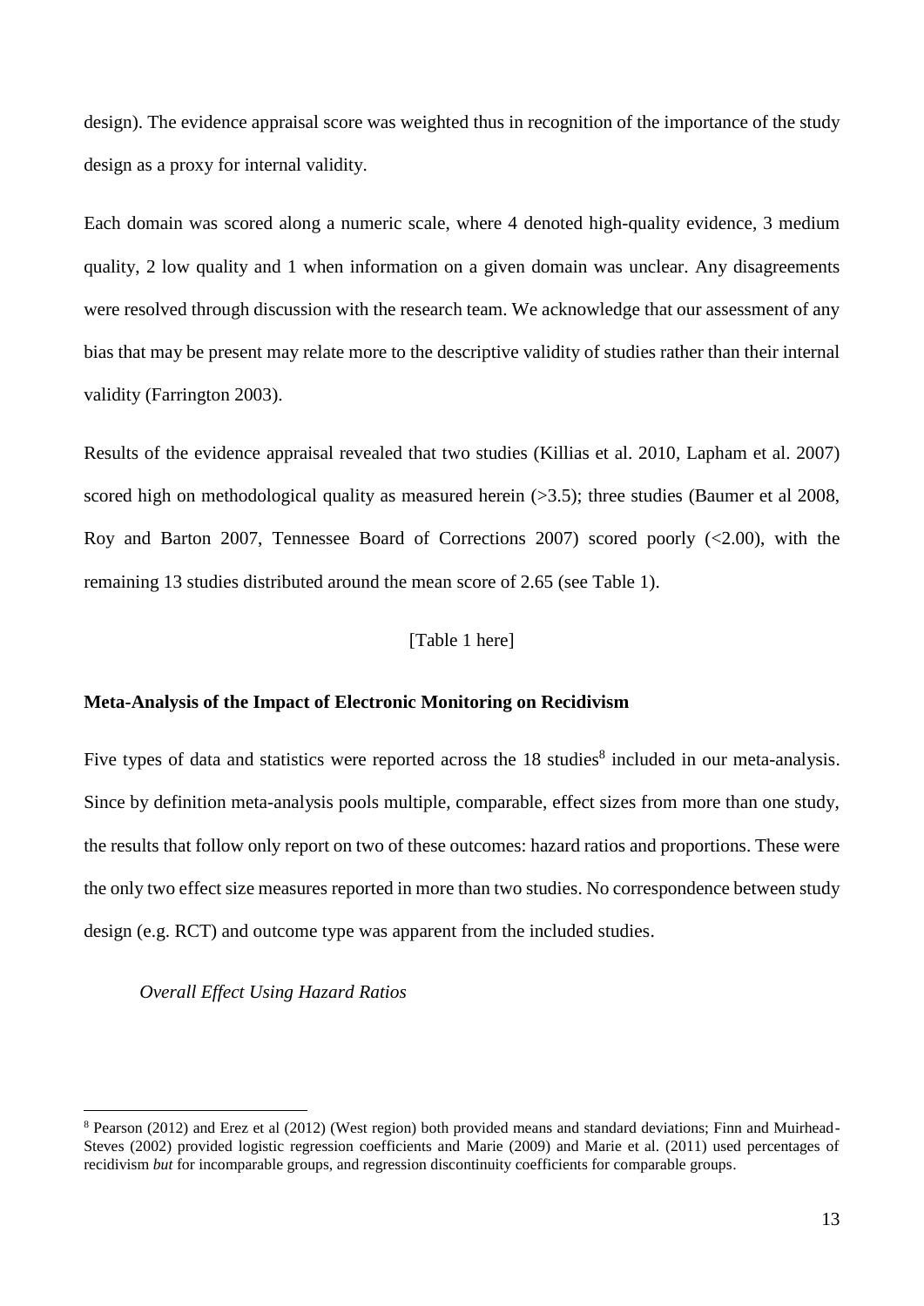design). The evidence appraisal score was weighted thus in recognition of the importance of the study design as a proxy for internal validity.

Each domain was scored along a numeric scale, where 4 denoted high-quality evidence, 3 medium quality, 2 low quality and 1 when information on a given domain was unclear. Any disagreements were resolved through discussion with the research team. We acknowledge that our assessment of any bias that may be present may relate more to the descriptive validity of studies rather than their internal validity (Farrington 2003).

Results of the evidence appraisal revealed that two studies (Killias et al. 2010, Lapham et al. 2007) scored high on methodological quality as measured herein (>3.5); three studies (Baumer et al 2008, Roy and Barton 2007, Tennessee Board of Corrections 2007) scored poorly (<2.00), with the remaining 13 studies distributed around the mean score of 2.65 (see Table 1).

[Table 1 here]

### Meta-Analysis of the Impact of Electronic Monitoring on Recidivism

Five types of data and statistics were reported across the 18 studies[8] included in our meta-analysis. Since by definition meta-analysis pools multiple, comparable, effect sizes from more than one study, the results that follow only report on two of these outcomes: hazard ratios and proportions. These were the only two effect size measures reported in more than two studies. No correspondence between study design (e.g. RCT) and outcome type was apparent from the included studies.

*Overall Effect Using Hazard Ratios*

[8] Pearson (2012) and Erez et al (2012) (West region) both provided means and standard deviations; Finn and Muirhead-Steves (2002) provided logistic regression coefficients and Marie (2009) and Marie et al. (2011) used percentages of recidivism *but* for incomparable groups, and regression discontinuity coefficients for comparable groups.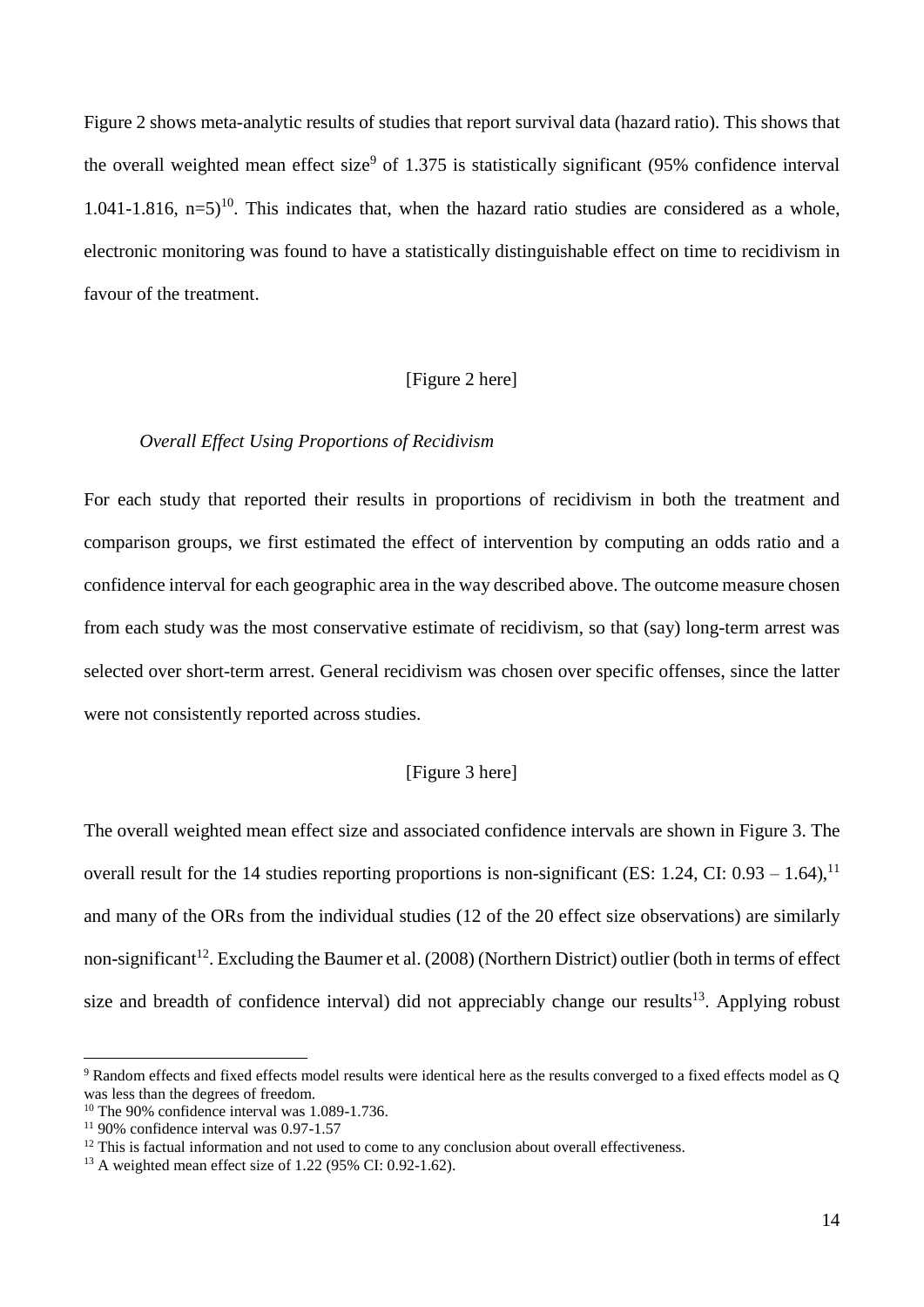Figure 2 shows meta-analytic results of studies that report survival data (hazard ratio). This shows that the overall weighted mean effect size[9] of 1.375 is statistically significant (95% confidence interval 1.041-1.816, n=5)[10]. This indicates that, when the hazard ratio studies are considered as a whole, electronic monitoring was found to have a statistically distinguishable effect on time to recidivism in favour of the treatment.

[Figure 2 here]

*Overall Effect Using Proportions of Recidivism*

For each study that reported their results in proportions of recidivism in both the treatment and comparison groups, we first estimated the effect of intervention by computing an odds ratio and a confidence interval for each geographic area in the way described above. The outcome measure chosen from each study was the most conservative estimate of recidivism, so that (say) long-term arrest was selected over short-term arrest. General recidivism was chosen over specific offenses, since the latter were not consistently reported across studies.

[Figure 3 here]

The overall weighted mean effect size and associated confidence intervals are shown in Figure 3. The overall result for the 14 studies reporting proportions is non-significant (ES: 1.24, CI: 0.93 – 1.64),[11] and many of the ORs from the individual studies (12 of the 20 effect size observations) are similarly non-significant[12]. Excluding the Baumer et al. (2008) (Northern District) outlier (both in terms of effect size and breadth of confidence interval) did not appreciably change our results[13]. Applying robust

[9] Random effects and fixed effects model results were identical here as the results converged to a fixed effects model as Q was less than the degrees of freedom.

[10] The 90% confidence interval was 1.089-1.736.

[11] 90% confidence interval was 0.97-1.57

[12] This is factual information and not used to come to any conclusion about overall effectiveness.

[13] A weighted mean effect size of 1.22 (95% CI: 0.92-1.62).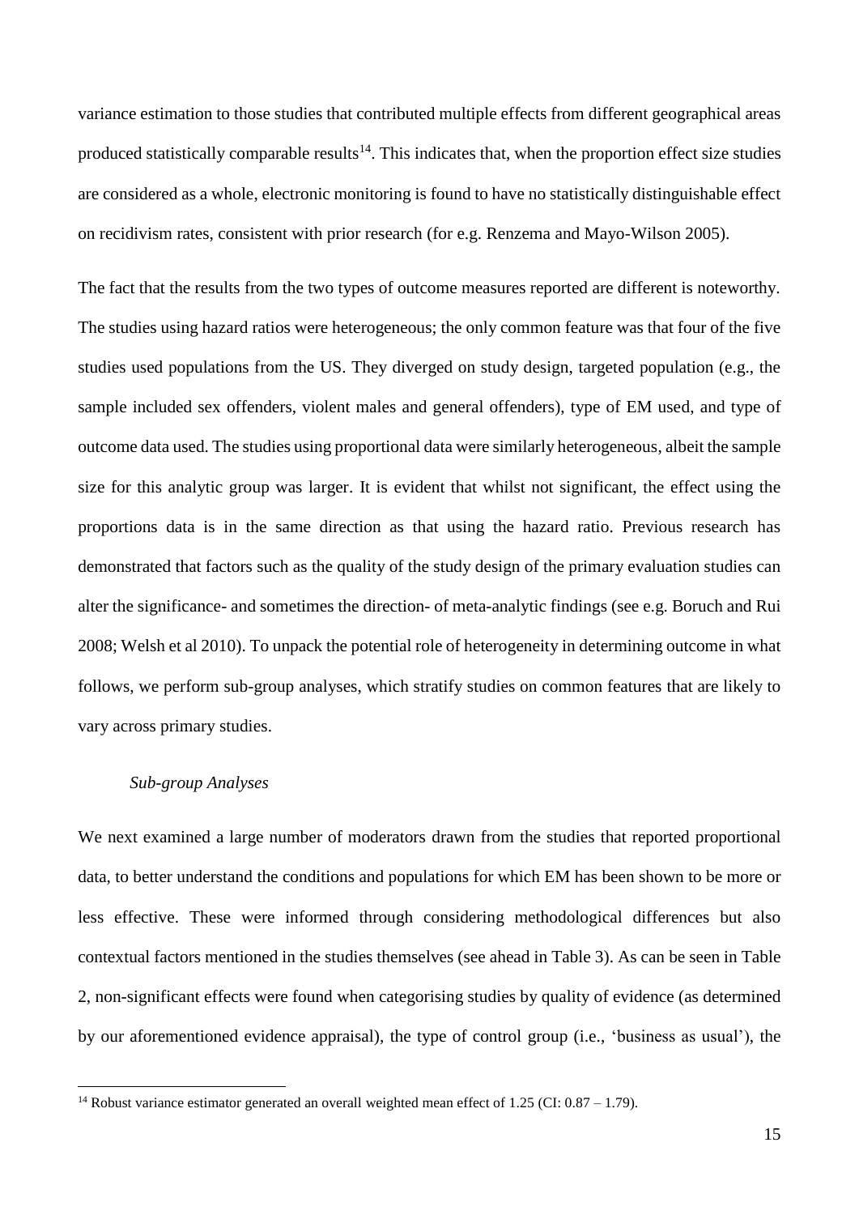variance estimation to those studies that contributed multiple effects from different geographical areas produced statistically comparable results[14]. This indicates that, when the proportion effect size studies are considered as a whole, electronic monitoring is found to have no statistically distinguishable effect on recidivism rates, consistent with prior research (for e.g. Renzema and Mayo-Wilson 2005).

The fact that the results from the two types of outcome measures reported are different is noteworthy. The studies using hazard ratios were heterogeneous; the only common feature was that four of the five studies used populations from the US. They diverged on study design, targeted population (e.g., the sample included sex offenders, violent males and general offenders), type of EM used, and type of outcome data used. The studies using proportional data were similarly heterogeneous, albeit the sample size for this analytic group was larger. It is evident that whilst not significant, the effect using the proportions data is in the same direction as that using the hazard ratio. Previous research has demonstrated that factors such as the quality of the study design of the primary evaluation studies can alter the significance- and sometimes the direction- of meta-analytic findings (see e.g. Boruch and Rui 2008; Welsh et al 2010). To unpack the potential role of heterogeneity in determining outcome in what follows, we perform sub-group analyses, which stratify studies on common features that are likely to vary across primary studies.

*Sub-group Analyses*

We next examined a large number of moderators drawn from the studies that reported proportional data, to better understand the conditions and populations for which EM has been shown to be more or less effective. These were informed through considering methodological differences but also contextual factors mentioned in the studies themselves (see ahead in Table 3). As can be seen in Table 2, non-significant effects were found when categorising studies by quality of evidence (as determined by our aforementioned evidence appraisal), the type of control group (i.e., 'business as usual'), the

[14] Robust variance estimator generated an overall weighted mean effect of 1.25 (CI: 0.87 – 1.79).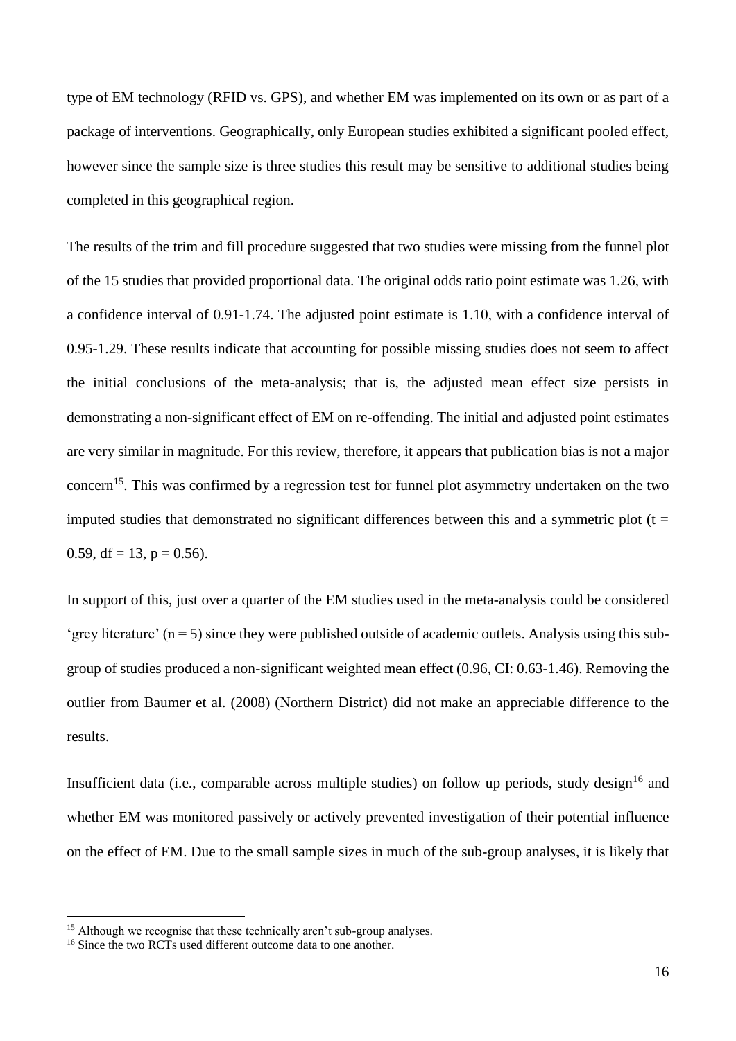type of EM technology (RFID vs. GPS), and whether EM was implemented on its own or as part of a package of interventions. Geographically, only European studies exhibited a significant pooled effect, however since the sample size is three studies this result may be sensitive to additional studies being completed in this geographical region.

The results of the trim and fill procedure suggested that two studies were missing from the funnel plot of the 15 studies that provided proportional data. The original odds ratio point estimate was 1.26, with a confidence interval of 0.91-1.74. The adjusted point estimate is 1.10, with a confidence interval of 0.95-1.29. These results indicate that accounting for possible missing studies does not seem to affect the initial conclusions of the meta-analysis; that is, the adjusted mean effect size persists in demonstrating a non-significant effect of EM on re-offending. The initial and adjusted point estimates are very similar in magnitude. For this review, therefore, it appears that publication bias is not a major concern[15]. This was confirmed by a regression test for funnel plot asymmetry undertaken on the two imputed studies that demonstrated no significant differences between this and a symmetric plot ($t = 0.59$, $df = 13$, $p = 0.56$).

In support of this, just over a quarter of the EM studies used in the meta-analysis could be considered 'grey literature' ($n = 5$) since they were published outside of academic outlets. Analysis using this sub-group of studies produced a non-significant weighted mean effect (0.96, CI: 0.63-1.46). Removing the outlier from Baumer et al. (2008) (Northern District) did not make an appreciable difference to the results.

Insufficient data (i.e., comparable across multiple studies) on follow up periods, study design[16] and whether EM was monitored passively or actively prevented investigation of their potential influence on the effect of EM. Due to the small sample sizes in much of the sub-group analyses, it is likely that

[15] Although we recognise that these technically aren't sub-group analyses.

[16] Since the two RCTs used different outcome data to one another.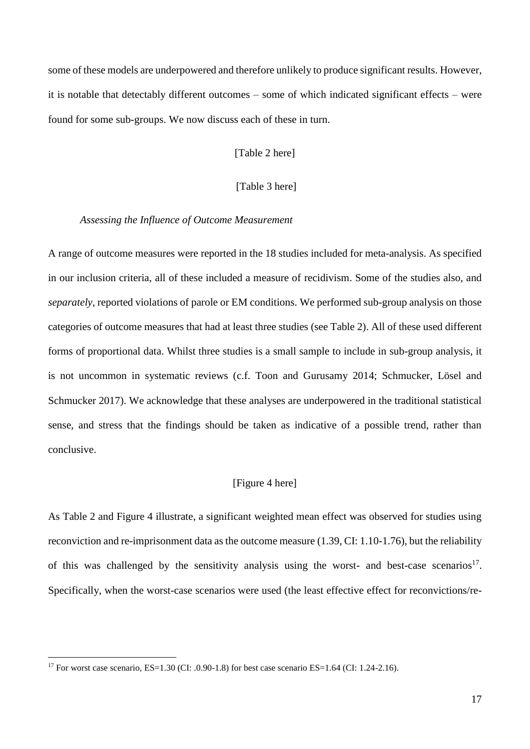some of these models are underpowered and therefore unlikely to produce significant results. However, it is notable that detectably different outcomes – some of which indicated significant effects – were found for some sub-groups. We now discuss each of these in turn.

[Table 2 here]

[Table 3 here]

*Assessing the Influence of Outcome Measurement*

A range of outcome measures were reported in the 18 studies included for meta-analysis. As specified in our inclusion criteria, all of these included a measure of recidivism. Some of the studies also, and *separately*, reported violations of parole or EM conditions. We performed sub-group analysis on those categories of outcome measures that had at least three studies (see Table 2). All of these used different forms of proportional data. Whilst three studies is a small sample to include in sub-group analysis, it is not uncommon in systematic reviews (c.f. Toon and Gurusamy 2014; Schmucker, Lösel and Schmucker 2017). We acknowledge that these analyses are underpowered in the traditional statistical sense, and stress that the findings should be taken as indicative of a possible trend, rather than conclusive.

[Figure 4 here]

As Table 2 and Figure 4 illustrate, a significant weighted mean effect was observed for studies using reconviction and re-imprisonment data as the outcome measure (1.39, CI: 1.10-1.76), but the reliability of this was challenged by the sensitivity analysis using the worst- and best-case scenarios[17]. Specifically, when the worst-case scenarios were used (the least effective effect for reconvictions/re-

[17] For worst case scenario, ES=1.30 (CI: .0.90-1.8) for best case scenario ES=1.64 (CI: 1.24-2.16).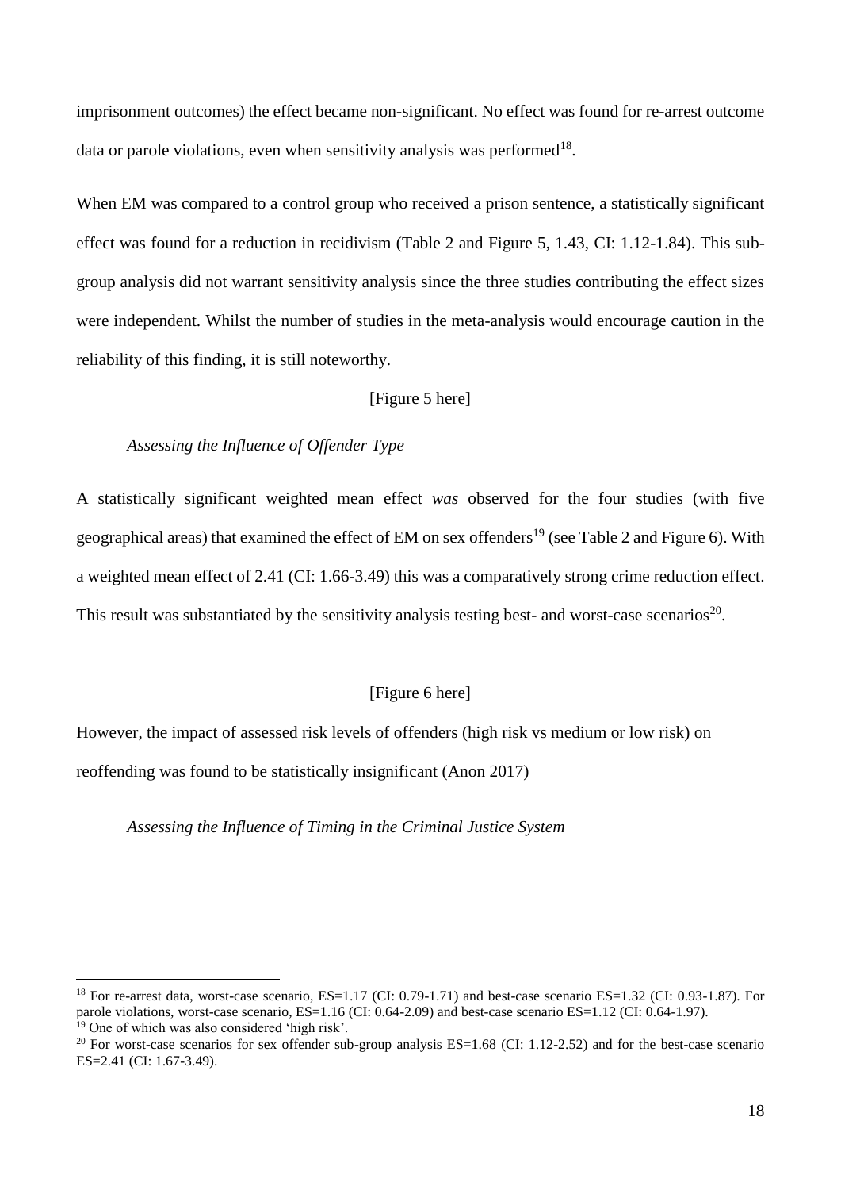imprisonment outcomes) the effect became non-significant. No effect was found for re-arrest outcome data or parole violations, even when sensitivity analysis was performed[18].

When EM was compared to a control group who received a prison sentence, a statistically significant effect was found for a reduction in recidivism (Table 2 and Figure 5, 1.43, CI: 1.12-1.84). This sub-group analysis did not warrant sensitivity analysis since the three studies contributing the effect sizes were independent. Whilst the number of studies in the meta-analysis would encourage caution in the reliability of this finding, it is still noteworthy.

[Figure 5 here]

*Assessing the Influence of Offender Type*

A statistically significant weighted mean effect *was* observed for the four studies (with five geographical areas) that examined the effect of EM on sex offenders[19] (see Table 2 and Figure 6). With a weighted mean effect of 2.41 (CI: 1.66-3.49) this was a comparatively strong crime reduction effect. This result was substantiated by the sensitivity analysis testing best- and worst-case scenarios[20].

[Figure 6 here]

However, the impact of assessed risk levels of offenders (high risk vs medium or low risk) on reoffending was found to be statistically insignificant (Anon 2017)

*Assessing the Influence of Timing in the Criminal Justice System*

---

[18] For re-arrest data, worst-case scenario, ES=1.17 (CI: 0.79-1.71) and best-case scenario ES=1.32 (CI: 0.93-1.87). For parole violations, worst-case scenario, ES=1.16 (CI: 0.64-2.09) and best-case scenario ES=1.12 (CI: 0.64-1.97).

[19] One of which was also considered 'high risk'.

[20] For worst-case scenarios for sex offender sub-group analysis ES=1.68 (CI: 1.12-2.52) and for the best-case scenario ES=2.41 (CI: 1.67-3.49).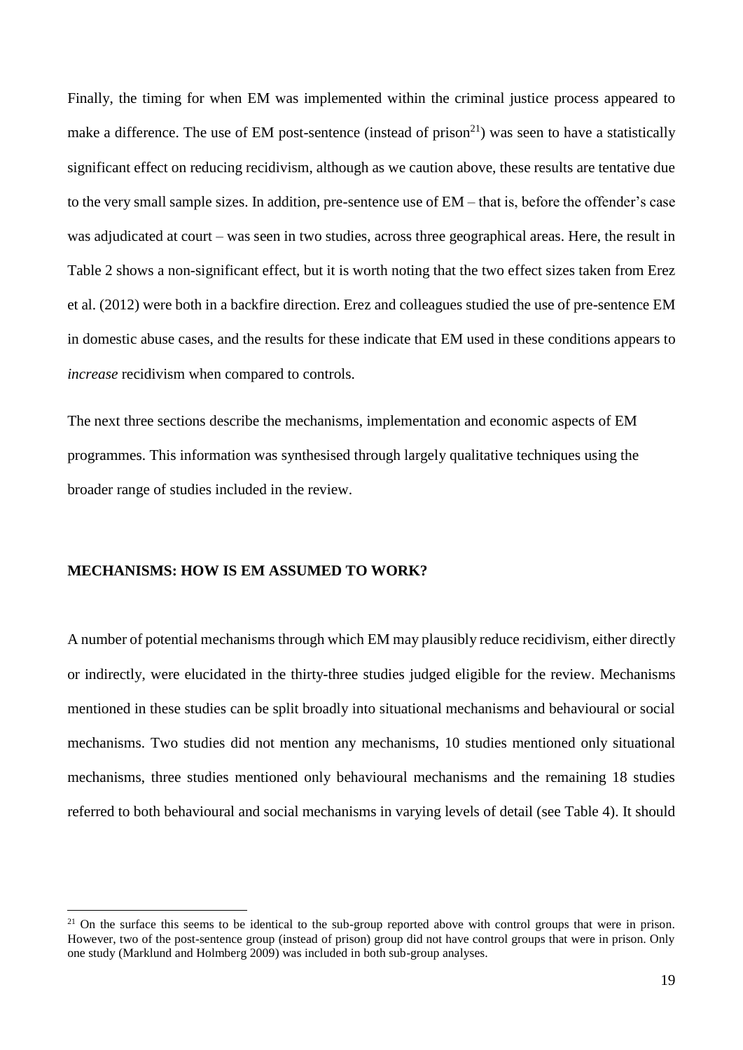Finally, the timing for when EM was implemented within the criminal justice process appeared to make a difference. The use of EM post-sentence (instead of prison[21]) was seen to have a statistically significant effect on reducing recidivism, although as we caution above, these results are tentative due to the very small sample sizes. In addition, pre-sentence use of EM – that is, before the offender's case was adjudicated at court – was seen in two studies, across three geographical areas. Here, the result in Table 2 shows a non-significant effect, but it is worth noting that the two effect sizes taken from Erez et al. (2012) were both in a backfire direction. Erez and colleagues studied the use of pre-sentence EM in domestic abuse cases, and the results for these indicate that EM used in these conditions appears to *increase* recidivism when compared to controls.

The next three sections describe the mechanisms, implementation and economic aspects of EM programmes. This information was synthesised through largely qualitative techniques using the broader range of studies included in the review.

## MECHANISMS: HOW IS EM ASSUMED TO WORK?

A number of potential mechanisms through which EM may plausibly reduce recidivism, either directly or indirectly, were elucidated in the thirty-three studies judged eligible for the review. Mechanisms mentioned in these studies can be split broadly into situational mechanisms and behavioural or social mechanisms. Two studies did not mention any mechanisms, 10 studies mentioned only situational mechanisms, three studies mentioned only behavioural mechanisms and the remaining 18 studies referred to both behavioural and social mechanisms in varying levels of detail (see Table 4). It should

[21] On the surface this seems to be identical to the sub-group reported above with control groups that were in prison. However, two of the post-sentence group (instead of prison) group did not have control groups that were in prison. Only one study (Marklund and Holmberg 2009) was included in both sub-group analyses.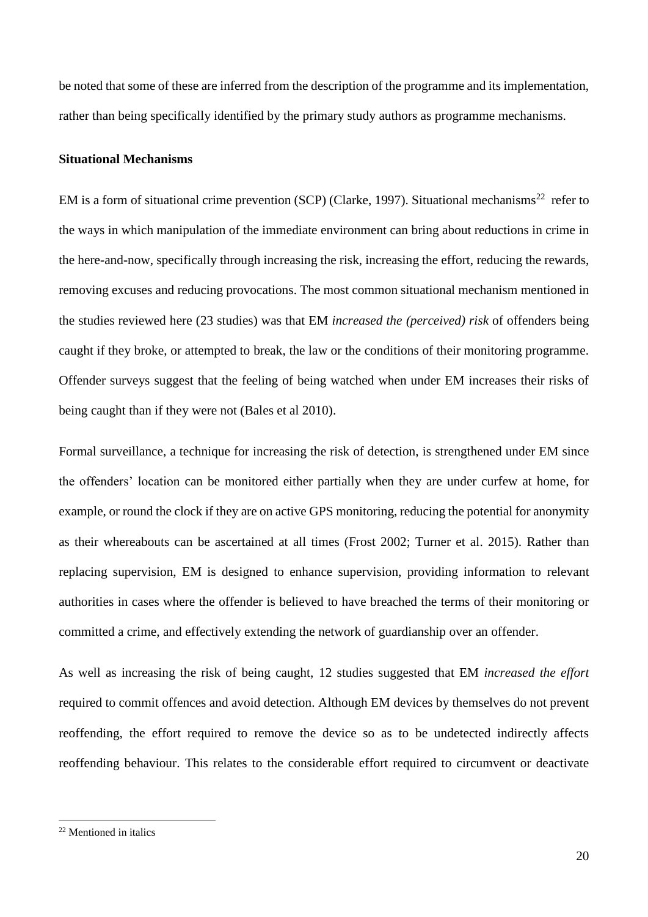be noted that some of these are inferred from the description of the programme and its implementation, rather than being specifically identified by the primary study authors as programme mechanisms.

**Situational Mechanisms**

EM is a form of situational crime prevention (SCP) (Clarke, 1997). Situational mechanisms[22] refer to the ways in which manipulation of the immediate environment can bring about reductions in crime in the here-and-now, specifically through increasing the risk, increasing the effort, reducing the rewards, removing excuses and reducing provocations. The most common situational mechanism mentioned in the studies reviewed here (23 studies) was that EM *increased the (perceived) risk* of offenders being caught if they broke, or attempted to break, the law or the conditions of their monitoring programme. Offender surveys suggest that the feeling of being watched when under EM increases their risks of being caught than if they were not (Bales et al 2010).

Formal surveillance, a technique for increasing the risk of detection, is strengthened under EM since the offenders' location can be monitored either partially when they are under curfew at home, for example, or round the clock if they are on active GPS monitoring, reducing the potential for anonymity as their whereabouts can be ascertained at all times (Frost 2002; Turner et al. 2015). Rather than replacing supervision, EM is designed to enhance supervision, providing information to relevant authorities in cases where the offender is believed to have breached the terms of their monitoring or committed a crime, and effectively extending the network of guardianship over an offender.

As well as increasing the risk of being caught, 12 studies suggested that EM *increased the effort* required to commit offences and avoid detection. Although EM devices by themselves do not prevent reoffending, the effort required to remove the device so as to be undetected indirectly affects reoffending behaviour. This relates to the considerable effort required to circumvent or deactivate

[22] Mentioned in italics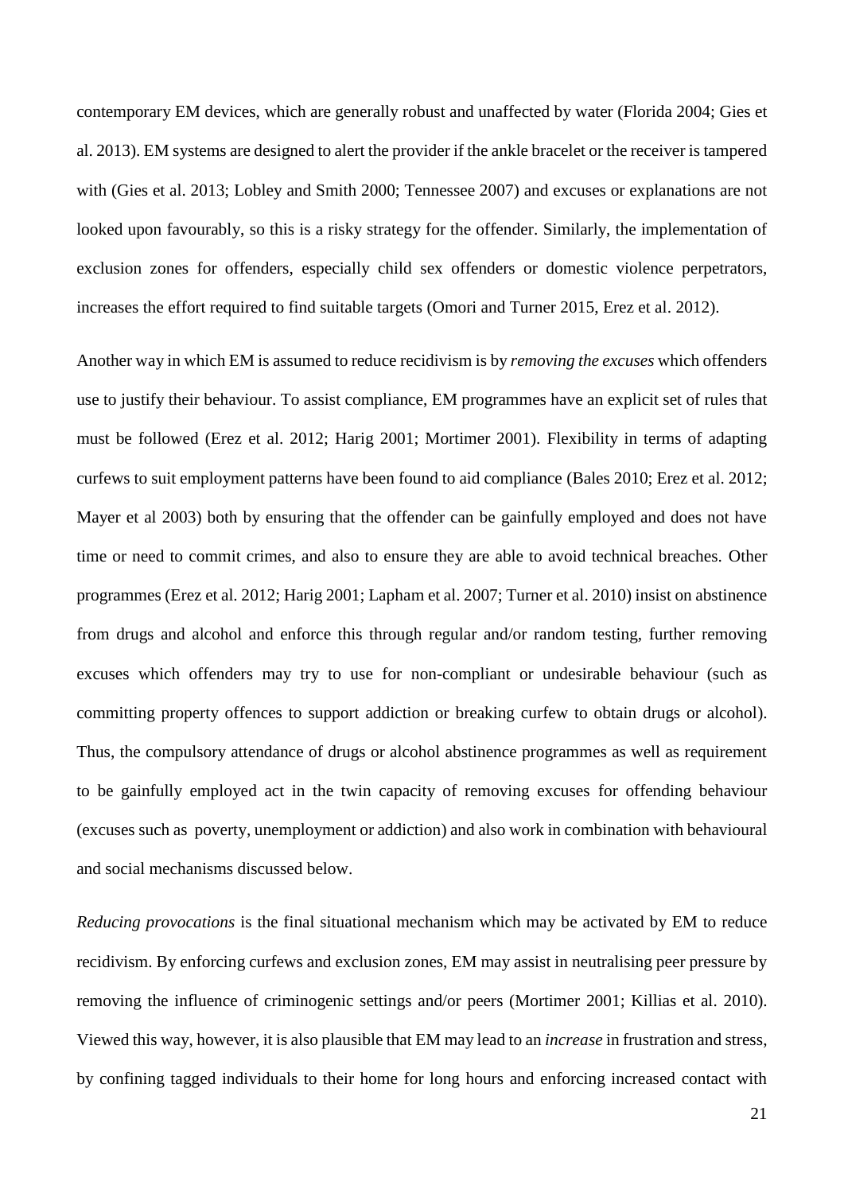contemporary EM devices, which are generally robust and unaffected by water (Florida 2004; Gies et al. 2013). EM systems are designed to alert the provider if the ankle bracelet or the receiver is tampered with (Gies et al. 2013; Lobley and Smith 2000; Tennessee 2007) and excuses or explanations are not looked upon favourably, so this is a risky strategy for the offender. Similarly, the implementation of exclusion zones for offenders, especially child sex offenders or domestic violence perpetrators, increases the effort required to find suitable targets (Omori and Turner 2015, Erez et al. 2012).

Another way in which EM is assumed to reduce recidivism is by *removing the excuses* which offenders use to justify their behaviour. To assist compliance, EM programmes have an explicit set of rules that must be followed (Erez et al. 2012; Harig 2001; Mortimer 2001). Flexibility in terms of adapting curfews to suit employment patterns have been found to aid compliance (Bales 2010; Erez et al. 2012; Mayer et al 2003) both by ensuring that the offender can be gainfully employed and does not have time or need to commit crimes, and also to ensure they are able to avoid technical breaches. Other programmes (Erez et al. 2012; Harig 2001; Lapham et al. 2007; Turner et al. 2010) insist on abstinence from drugs and alcohol and enforce this through regular and/or random testing, further removing excuses which offenders may try to use for non-compliant or undesirable behaviour (such as committing property offences to support addiction or breaking curfew to obtain drugs or alcohol). Thus, the compulsory attendance of drugs or alcohol abstinence programmes as well as requirement to be gainfully employed act in the twin capacity of removing excuses for offending behaviour (excuses such as poverty, unemployment or addiction) and also work in combination with behavioural and social mechanisms discussed below.

*Reducing provocations* is the final situational mechanism which may be activated by EM to reduce recidivism. By enforcing curfews and exclusion zones, EM may assist in neutralising peer pressure by removing the influence of criminogenic settings and/or peers (Mortimer 2001; Killias et al. 2010). Viewed this way, however, it is also plausible that EM may lead to an *increase* in frustration and stress, by confining tagged individuals to their home for long hours and enforcing increased contact with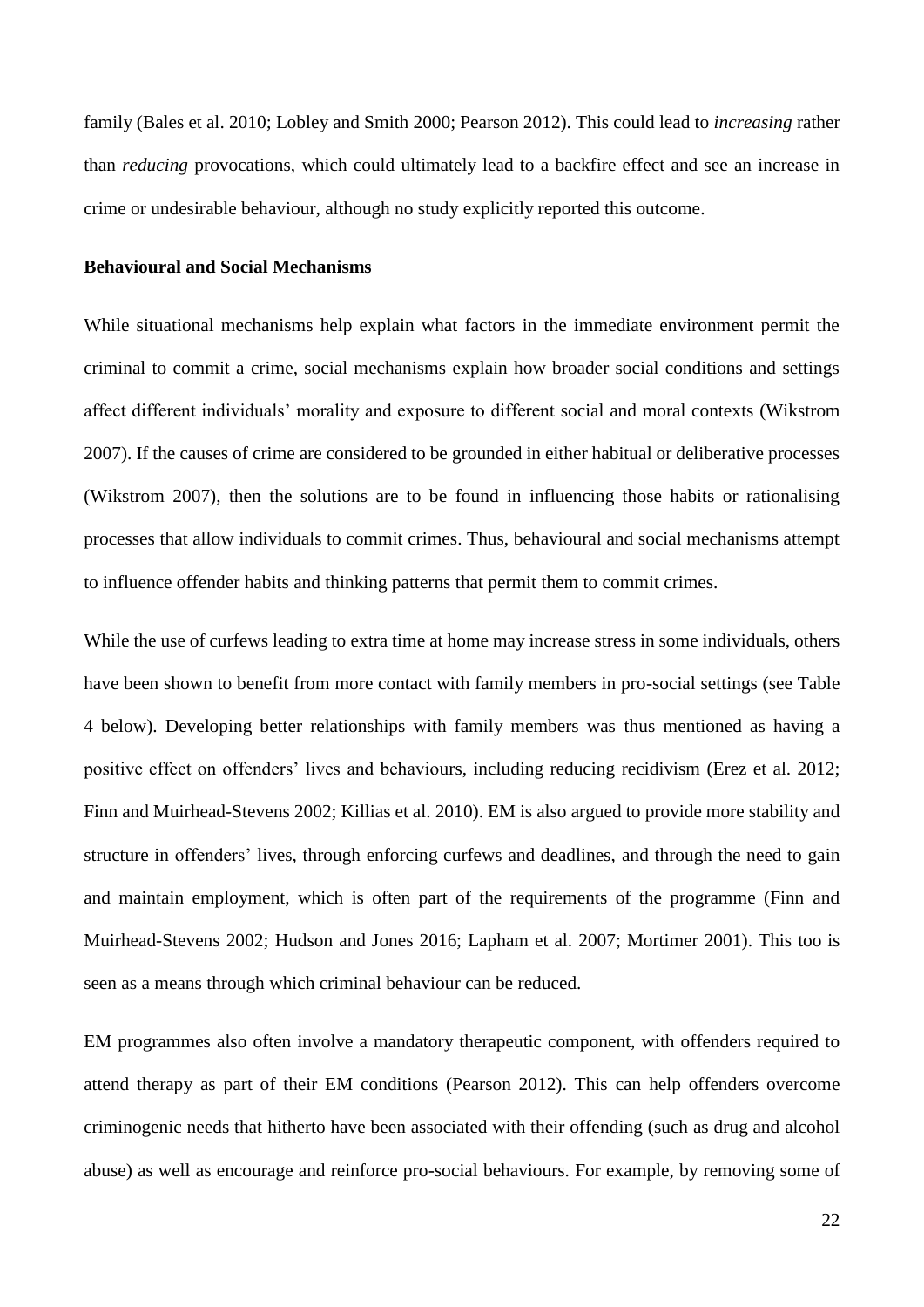family (Bales et al. 2010; Lobley and Smith 2000; Pearson 2012). This could lead to *increasing* rather than *reducing* provocations, which could ultimately lead to a backfire effect and see an increase in crime or undesirable behaviour, although no study explicitly reported this outcome.

**Behavioural and Social Mechanisms**

While situational mechanisms help explain what factors in the immediate environment permit the criminal to commit a crime, social mechanisms explain how broader social conditions and settings affect different individuals' morality and exposure to different social and moral contexts (Wikstrom 2007). If the causes of crime are considered to be grounded in either habitual or deliberative processes (Wikstrom 2007), then the solutions are to be found in influencing those habits or rationalising processes that allow individuals to commit crimes. Thus, behavioural and social mechanisms attempt to influence offender habits and thinking patterns that permit them to commit crimes.

While the use of curfews leading to extra time at home may increase stress in some individuals, others have been shown to benefit from more contact with family members in pro-social settings (see Table 4 below). Developing better relationships with family members was thus mentioned as having a positive effect on offenders' lives and behaviours, including reducing recidivism (Erez et al. 2012; Finn and Muirhead-Stevens 2002; Killias et al. 2010). EM is also argued to provide more stability and structure in offenders' lives, through enforcing curfews and deadlines, and through the need to gain and maintain employment, which is often part of the requirements of the programme (Finn and Muirhead-Stevens 2002; Hudson and Jones 2016; Lapham et al. 2007; Mortimer 2001). This too is seen as a means through which criminal behaviour can be reduced.

EM programmes also often involve a mandatory therapeutic component, with offenders required to attend therapy as part of their EM conditions (Pearson 2012). This can help offenders overcome criminogenic needs that hitherto have been associated with their offending (such as drug and alcohol abuse) as well as encourage and reinforce pro-social behaviours. For example, by removing some of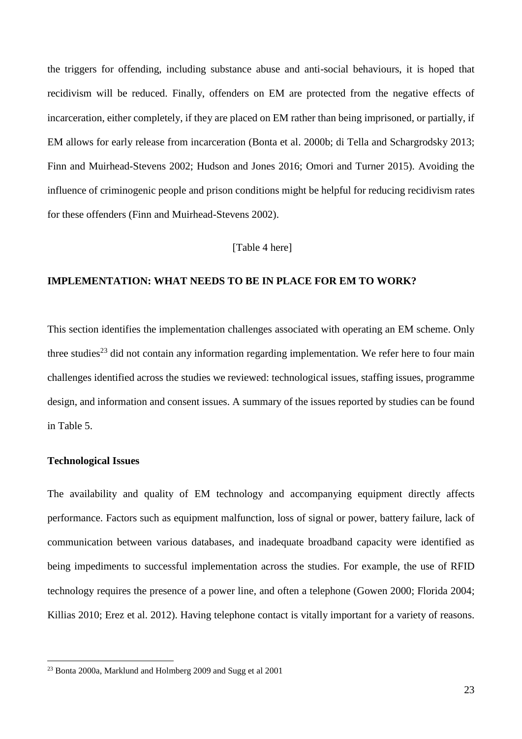the triggers for offending, including substance abuse and anti-social behaviours, it is hoped that recidivism will be reduced. Finally, offenders on EM are protected from the negative effects of incarceration, either completely, if they are placed on EM rather than being imprisoned, or partially, if EM allows for early release from incarceration (Bonta et al. 2000b; di Tella and Schargrodsky 2013; Finn and Muirhead-Stevens 2002; Hudson and Jones 2016; Omori and Turner 2015). Avoiding the influence of criminogenic people and prison conditions might be helpful for reducing recidivism rates for these offenders (Finn and Muirhead-Stevens 2002).

[Table 4 here]

## IMPLEMENTATION: WHAT NEEDS TO BE IN PLACE FOR EM TO WORK?

This section identifies the implementation challenges associated with operating an EM scheme. Only three studies[23] did not contain any information regarding implementation. We refer here to four main challenges identified across the studies we reviewed: technological issues, staffing issues, programme design, and information and consent issues. A summary of the issues reported by studies can be found in Table 5.

### Technological Issues

The availability and quality of EM technology and accompanying equipment directly affects performance. Factors such as equipment malfunction, loss of signal or power, battery failure, lack of communication between various databases, and inadequate broadband capacity were identified as being impediments to successful implementation across the studies. For example, the use of RFID technology requires the presence of a power line, and often a telephone (Gowen 2000; Florida 2004; Killias 2010; Erez et al. 2012). Having telephone contact is vitally important for a variety of reasons.

[23] Bonta 2000a, Marklund and Holmberg 2009 and Sugg et al 2001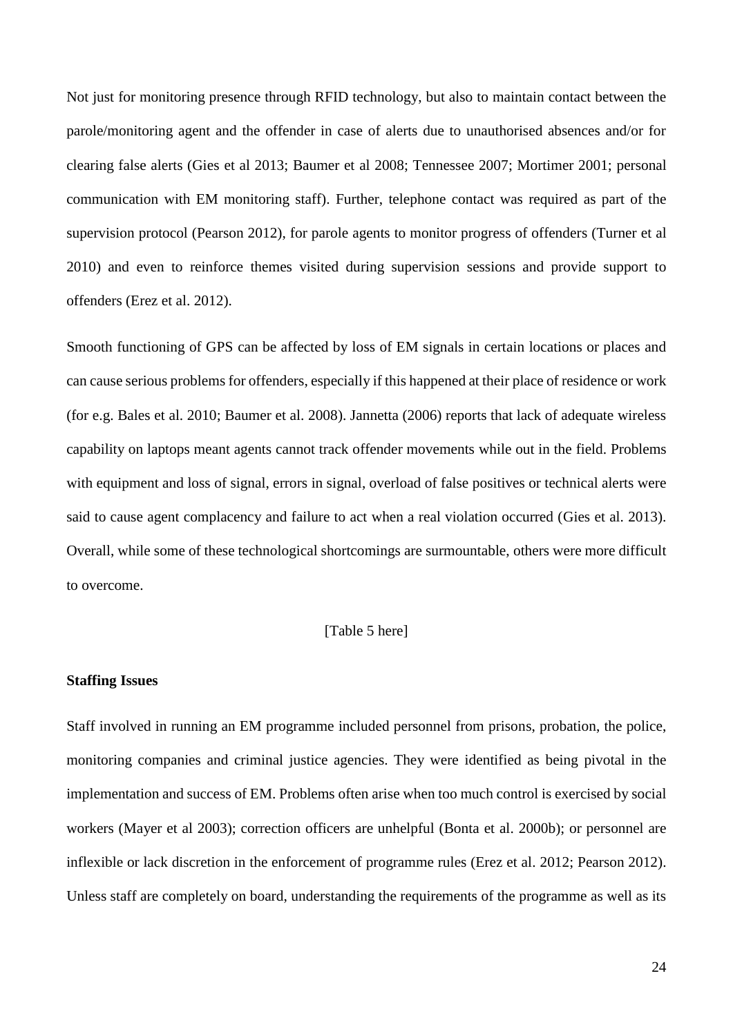Not just for monitoring presence through RFID technology, but also to maintain contact between the parole/monitoring agent and the offender in case of alerts due to unauthorised absences and/or for clearing false alerts (Gies et al 2013; Baumer et al 2008; Tennessee 2007; Mortimer 2001; personal communication with EM monitoring staff). Further, telephone contact was required as part of the supervision protocol (Pearson 2012), for parole agents to monitor progress of offenders (Turner et al 2010) and even to reinforce themes visited during supervision sessions and provide support to offenders (Erez et al. 2012).

Smooth functioning of GPS can be affected by loss of EM signals in certain locations or places and can cause serious problems for offenders, especially if this happened at their place of residence or work (for e.g. Bales et al. 2010; Baumer et al. 2008). Jannetta (2006) reports that lack of adequate wireless capability on laptops meant agents cannot track offender movements while out in the field. Problems with equipment and loss of signal, errors in signal, overload of false positives or technical alerts were said to cause agent complacency and failure to act when a real violation occurred (Gies et al. 2013). Overall, while some of these technological shortcomings are surmountable, others were more difficult to overcome.

[Table 5 here]

**Staffing Issues**

Staff involved in running an EM programme included personnel from prisons, probation, the police, monitoring companies and criminal justice agencies. They were identified as being pivotal in the implementation and success of EM. Problems often arise when too much control is exercised by social workers (Mayer et al 2003); correction officers are unhelpful (Bonta et al. 2000b); or personnel are inflexible or lack discretion in the enforcement of programme rules (Erez et al. 2012; Pearson 2012). Unless staff are completely on board, understanding the requirements of the programme as well as its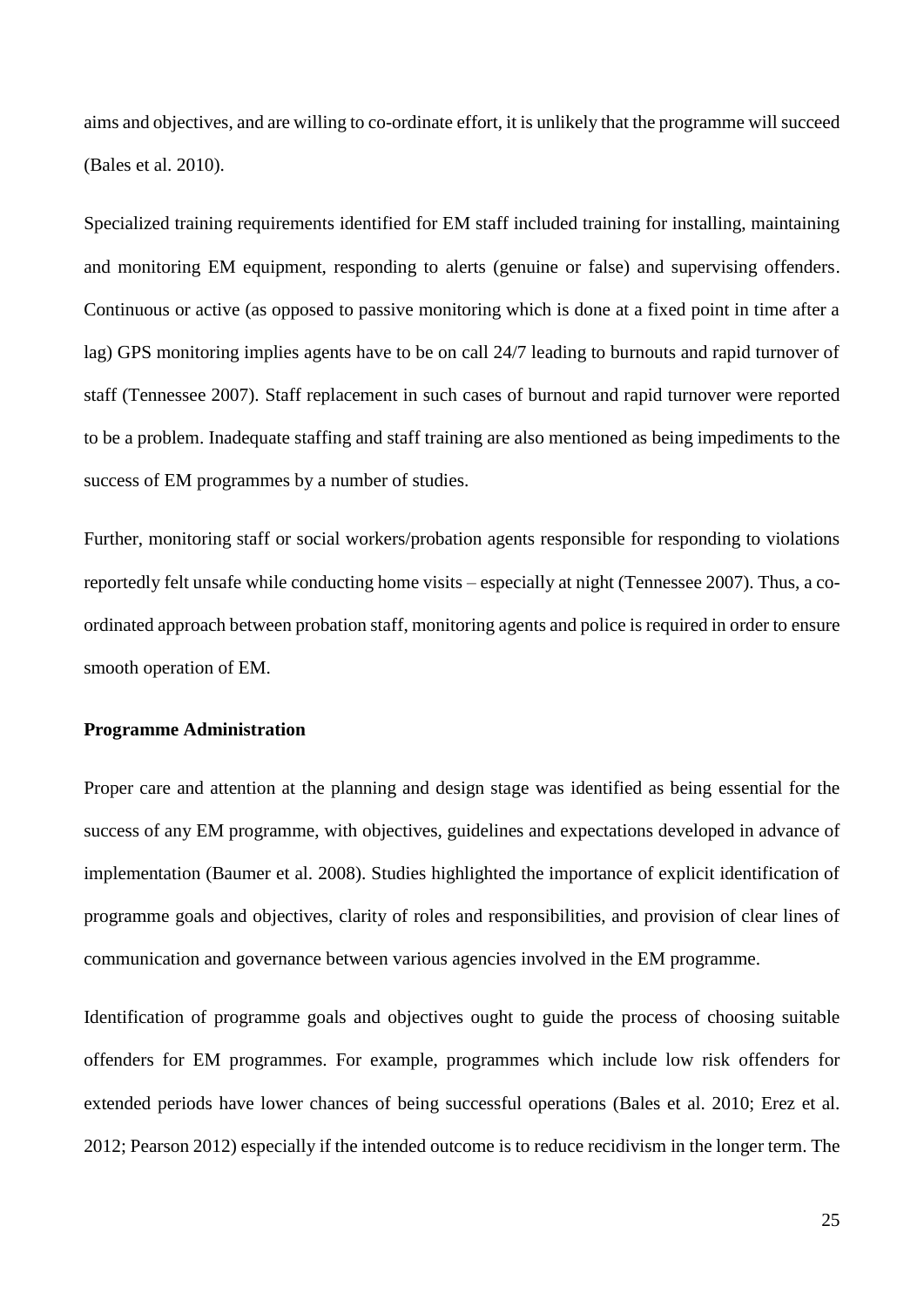aims and objectives, and are willing to co-ordinate effort, it is unlikely that the programme will succeed (Bales et al. 2010).

Specialized training requirements identified for EM staff included training for installing, maintaining and monitoring EM equipment, responding to alerts (genuine or false) and supervising offenders. Continuous or active (as opposed to passive monitoring which is done at a fixed point in time after a lag) GPS monitoring implies agents have to be on call 24/7 leading to burnouts and rapid turnover of staff (Tennessee 2007). Staff replacement in such cases of burnout and rapid turnover were reported to be a problem. Inadequate staffing and staff training are also mentioned as being impediments to the success of EM programmes by a number of studies.

Further, monitoring staff or social workers/probation agents responsible for responding to violations reportedly felt unsafe while conducting home visits – especially at night (Tennessee 2007). Thus, a co-ordinated approach between probation staff, monitoring agents and police is required in order to ensure smooth operation of EM.

**Programme Administration**

Proper care and attention at the planning and design stage was identified as being essential for the success of any EM programme, with objectives, guidelines and expectations developed in advance of implementation (Baumer et al. 2008). Studies highlighted the importance of explicit identification of programme goals and objectives, clarity of roles and responsibilities, and provision of clear lines of communication and governance between various agencies involved in the EM programme.

Identification of programme goals and objectives ought to guide the process of choosing suitable offenders for EM programmes. For example, programmes which include low risk offenders for extended periods have lower chances of being successful operations (Bales et al. 2010; Erez et al. 2012; Pearson 2012) especially if the intended outcome is to reduce recidivism in the longer term. The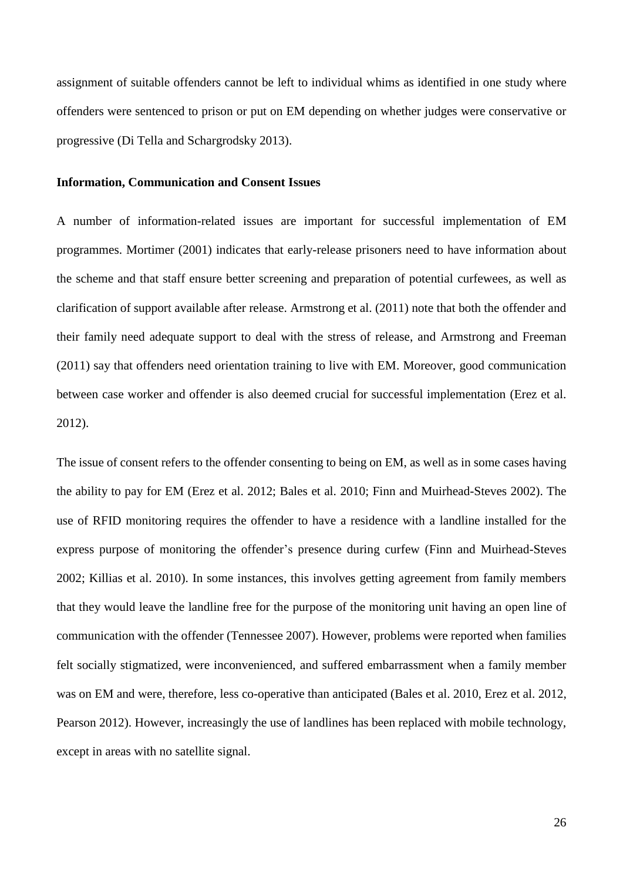assignment of suitable offenders cannot be left to individual whims as identified in one study where offenders were sentenced to prison or put on EM depending on whether judges were conservative or progressive (Di Tella and Schargrodsky 2013).

**Information, Communication and Consent Issues**

A number of information-related issues are important for successful implementation of EM programmes. Mortimer (2001) indicates that early-release prisoners need to have information about the scheme and that staff ensure better screening and preparation of potential curfewees, as well as clarification of support available after release. Armstrong et al. (2011) note that both the offender and their family need adequate support to deal with the stress of release, and Armstrong and Freeman (2011) say that offenders need orientation training to live with EM. Moreover, good communication between case worker and offender is also deemed crucial for successful implementation (Erez et al. 2012).

The issue of consent refers to the offender consenting to being on EM, as well as in some cases having the ability to pay for EM (Erez et al. 2012; Bales et al. 2010; Finn and Muirhead-Steves 2002). The use of RFID monitoring requires the offender to have a residence with a landline installed for the express purpose of monitoring the offender's presence during curfew (Finn and Muirhead-Steves 2002; Killias et al. 2010). In some instances, this involves getting agreement from family members that they would leave the landline free for the purpose of the monitoring unit having an open line of communication with the offender (Tennessee 2007). However, problems were reported when families felt socially stigmatized, were inconvenienced, and suffered embarrassment when a family member was on EM and were, therefore, less co-operative than anticipated (Bales et al. 2010, Erez et al. 2012, Pearson 2012). However, increasingly the use of landlines has been replaced with mobile technology, except in areas with no satellite signal.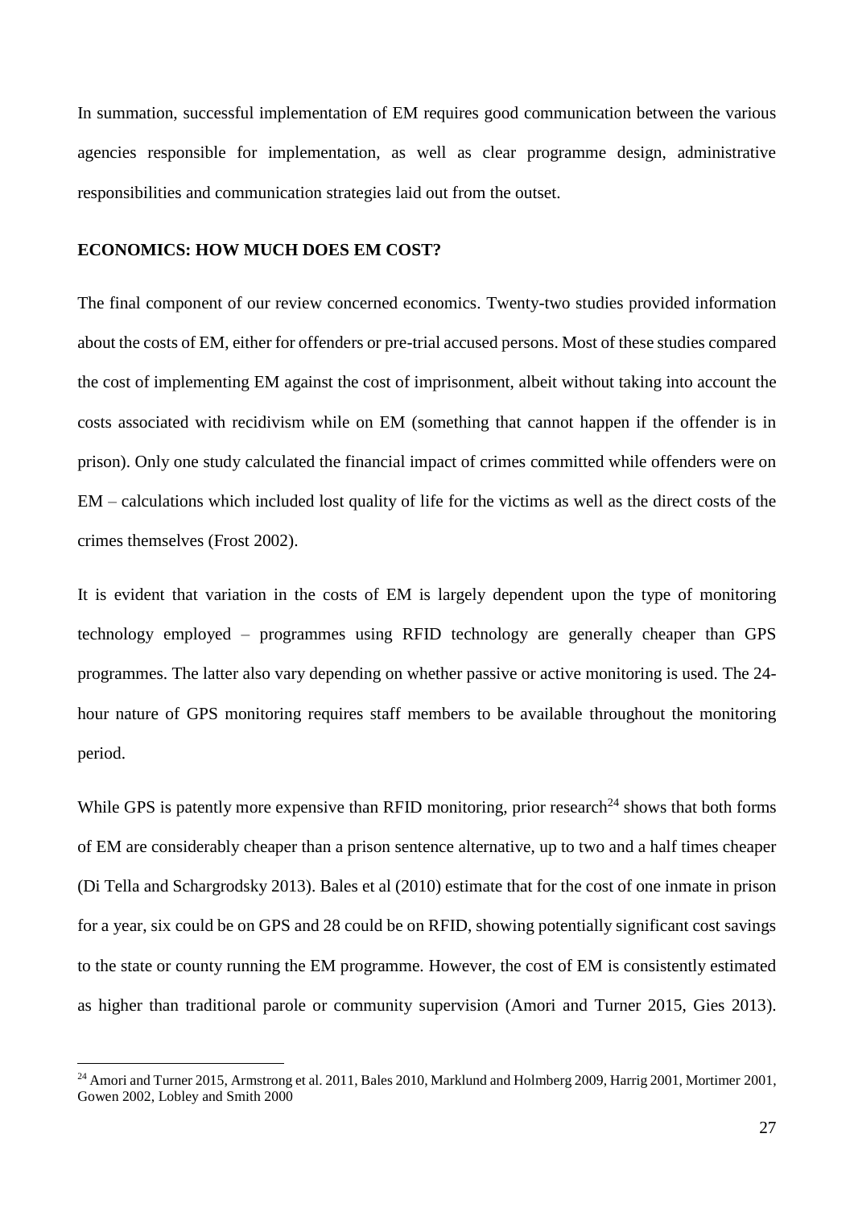In summation, successful implementation of EM requires good communication between the various agencies responsible for implementation, as well as clear programme design, administrative responsibilities and communication strategies laid out from the outset.

## ECONOMICS: HOW MUCH DOES EM COST?

The final component of our review concerned economics. Twenty-two studies provided information about the costs of EM, either for offenders or pre-trial accused persons. Most of these studies compared the cost of implementing EM against the cost of imprisonment, albeit without taking into account the costs associated with recidivism while on EM (something that cannot happen if the offender is in prison). Only one study calculated the financial impact of crimes committed while offenders were on EM – calculations which included lost quality of life for the victims as well as the direct costs of the crimes themselves (Frost 2002).

It is evident that variation in the costs of EM is largely dependent upon the type of monitoring technology employed – programmes using RFID technology are generally cheaper than GPS programmes. The latter also vary depending on whether passive or active monitoring is used. The 24-hour nature of GPS monitoring requires staff members to be available throughout the monitoring period.

While GPS is patently more expensive than RFID monitoring, prior research[24] shows that both forms of EM are considerably cheaper than a prison sentence alternative, up to two and a half times cheaper (Di Tella and Schargrodsky 2013). Bales et al (2010) estimate that for the cost of one inmate in prison for a year, six could be on GPS and 28 could be on RFID, showing potentially significant cost savings to the state or county running the EM programme. However, the cost of EM is consistently estimated as higher than traditional parole or community supervision (Amori and Turner 2015, Gies 2013).

---

[24] Amori and Turner 2015, Armstrong et al. 2011, Bales 2010, Marklund and Holmberg 2009, Harrig 2001, Mortimer 2001, Gowen 2002, Lobley and Smith 2000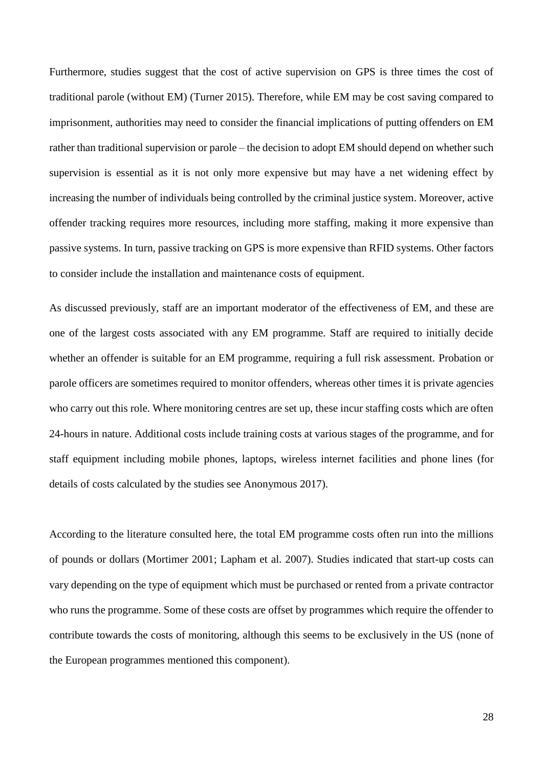Furthermore, studies suggest that the cost of active supervision on GPS is three times the cost of traditional parole (without EM) (Turner 2015). Therefore, while EM may be cost saving compared to imprisonment, authorities may need to consider the financial implications of putting offenders on EM rather than traditional supervision or parole – the decision to adopt EM should depend on whether such supervision is essential as it is not only more expensive but may have a net widening effect by increasing the number of individuals being controlled by the criminal justice system. Moreover, active offender tracking requires more resources, including more staffing, making it more expensive than passive systems. In turn, passive tracking on GPS is more expensive than RFID systems. Other factors to consider include the installation and maintenance costs of equipment.

As discussed previously, staff are an important moderator of the effectiveness of EM, and these are one of the largest costs associated with any EM programme. Staff are required to initially decide whether an offender is suitable for an EM programme, requiring a full risk assessment. Probation or parole officers are sometimes required to monitor offenders, whereas other times it is private agencies who carry out this role. Where monitoring centres are set up, these incur staffing costs which are often 24-hours in nature. Additional costs include training costs at various stages of the programme, and for staff equipment including mobile phones, laptops, wireless internet facilities and phone lines (for details of costs calculated by the studies see Anonymous 2017).

According to the literature consulted here, the total EM programme costs often run into the millions of pounds or dollars (Mortimer 2001; Lapham et al. 2007). Studies indicated that start-up costs can vary depending on the type of equipment which must be purchased or rented from a private contractor who runs the programme. Some of these costs are offset by programmes which require the offender to contribute towards the costs of monitoring, although this seems to be exclusively in the US (none of the European programmes mentioned this component).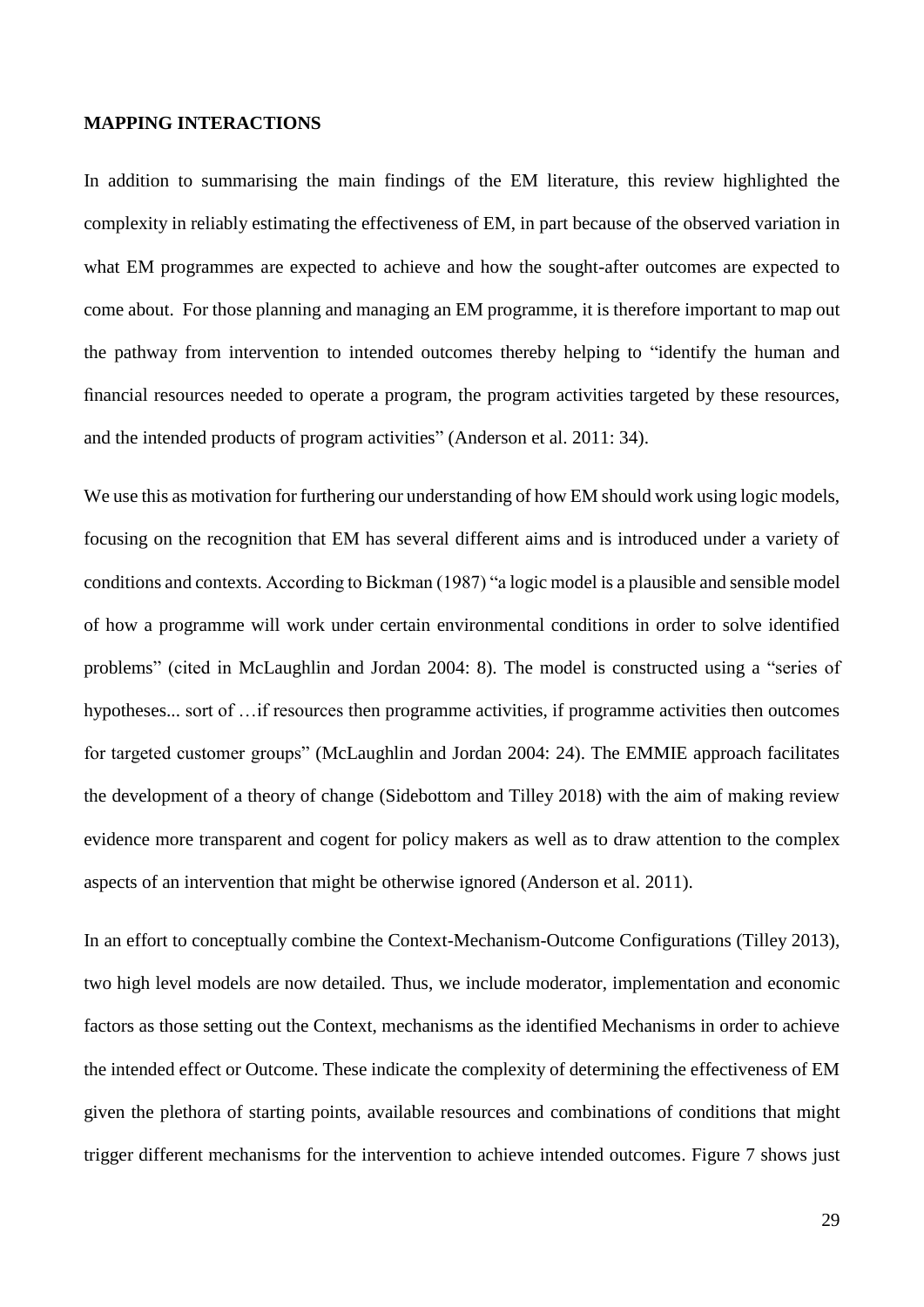**MAPPING INTERACTIONS**

In addition to summarising the main findings of the EM literature, this review highlighted the complexity in reliably estimating the effectiveness of EM, in part because of the observed variation in what EM programmes are expected to achieve and how the sought-after outcomes are expected to come about. For those planning and managing an EM programme, it is therefore important to map out the pathway from intervention to intended outcomes thereby helping to "identify the human and financial resources needed to operate a program, the program activities targeted by these resources, and the intended products of program activities" (Anderson et al. 2011: 34).

We use this as motivation for furthering our understanding of how EM should work using logic models, focusing on the recognition that EM has several different aims and is introduced under a variety of conditions and contexts. According to Bickman (1987) "a logic model is a plausible and sensible model of how a programme will work under certain environmental conditions in order to solve identified problems" (cited in McLaughlin and Jordan 2004: 8). The model is constructed using a "series of hypotheses... sort of …if resources then programme activities, if programme activities then outcomes for targeted customer groups" (McLaughlin and Jordan 2004: 24). The EMMIE approach facilitates the development of a theory of change (Sidebottom and Tilley 2018) with the aim of making review evidence more transparent and cogent for policy makers as well as to draw attention to the complex aspects of an intervention that might be otherwise ignored (Anderson et al. 2011).

In an effort to conceptually combine the Context-Mechanism-Outcome Configurations (Tilley 2013), two high level models are now detailed. Thus, we include moderator, implementation and economic factors as those setting out the Context, mechanisms as the identified Mechanisms in order to achieve the intended effect or Outcome. These indicate the complexity of determining the effectiveness of EM given the plethora of starting points, available resources and combinations of conditions that might trigger different mechanisms for the intervention to achieve intended outcomes. Figure 7 shows just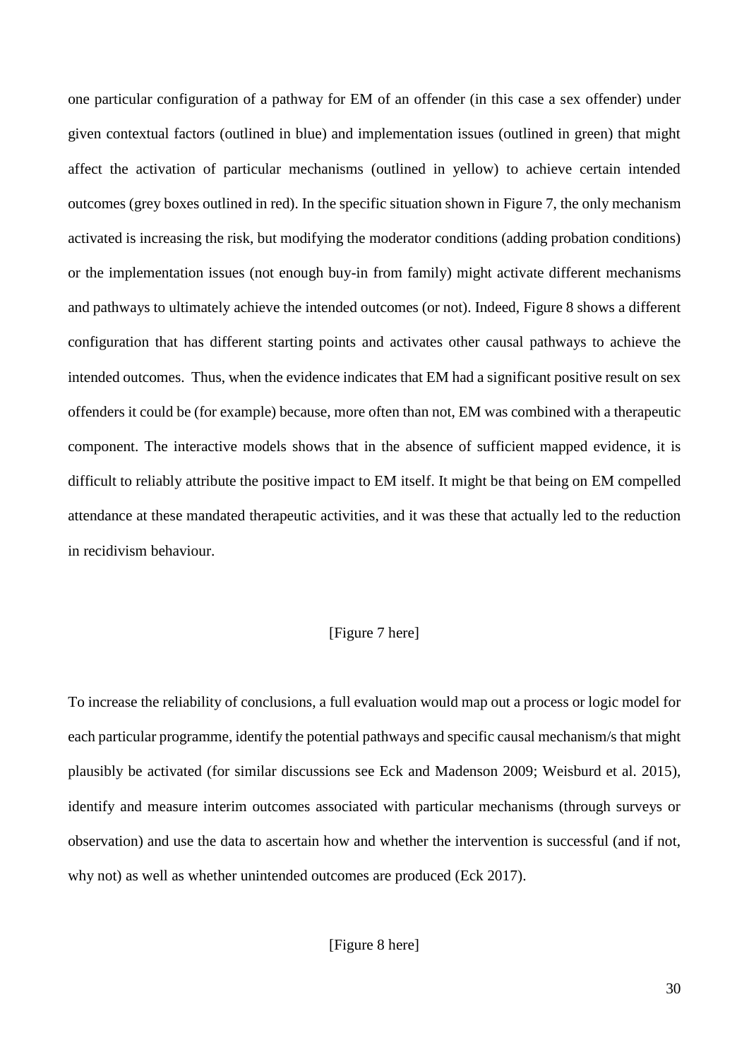one particular configuration of a pathway for EM of an offender (in this case a sex offender) under given contextual factors (outlined in blue) and implementation issues (outlined in green) that might affect the activation of particular mechanisms (outlined in yellow) to achieve certain intended outcomes (grey boxes outlined in red). In the specific situation shown in Figure 7, the only mechanism activated is increasing the risk, but modifying the moderator conditions (adding probation conditions) or the implementation issues (not enough buy-in from family) might activate different mechanisms and pathways to ultimately achieve the intended outcomes (or not). Indeed, Figure 8 shows a different configuration that has different starting points and activates other causal pathways to achieve the intended outcomes. Thus, when the evidence indicates that EM had a significant positive result on sex offenders it could be (for example) because, more often than not, EM was combined with a therapeutic component. The interactive models shows that in the absence of sufficient mapped evidence, it is difficult to reliably attribute the positive impact to EM itself. It might be that being on EM compelled attendance at these mandated therapeutic activities, and it was these that actually led to the reduction in recidivism behaviour.

[Figure 7 here]

To increase the reliability of conclusions, a full evaluation would map out a process or logic model for each particular programme, identify the potential pathways and specific causal mechanism/s that might plausibly be activated (for similar discussions see Eck and Madenson 2009; Weisburd et al. 2015), identify and measure interim outcomes associated with particular mechanisms (through surveys or observation) and use the data to ascertain how and whether the intervention is successful (and if not, why not) as well as whether unintended outcomes are produced (Eck 2017).

[Figure 8 here]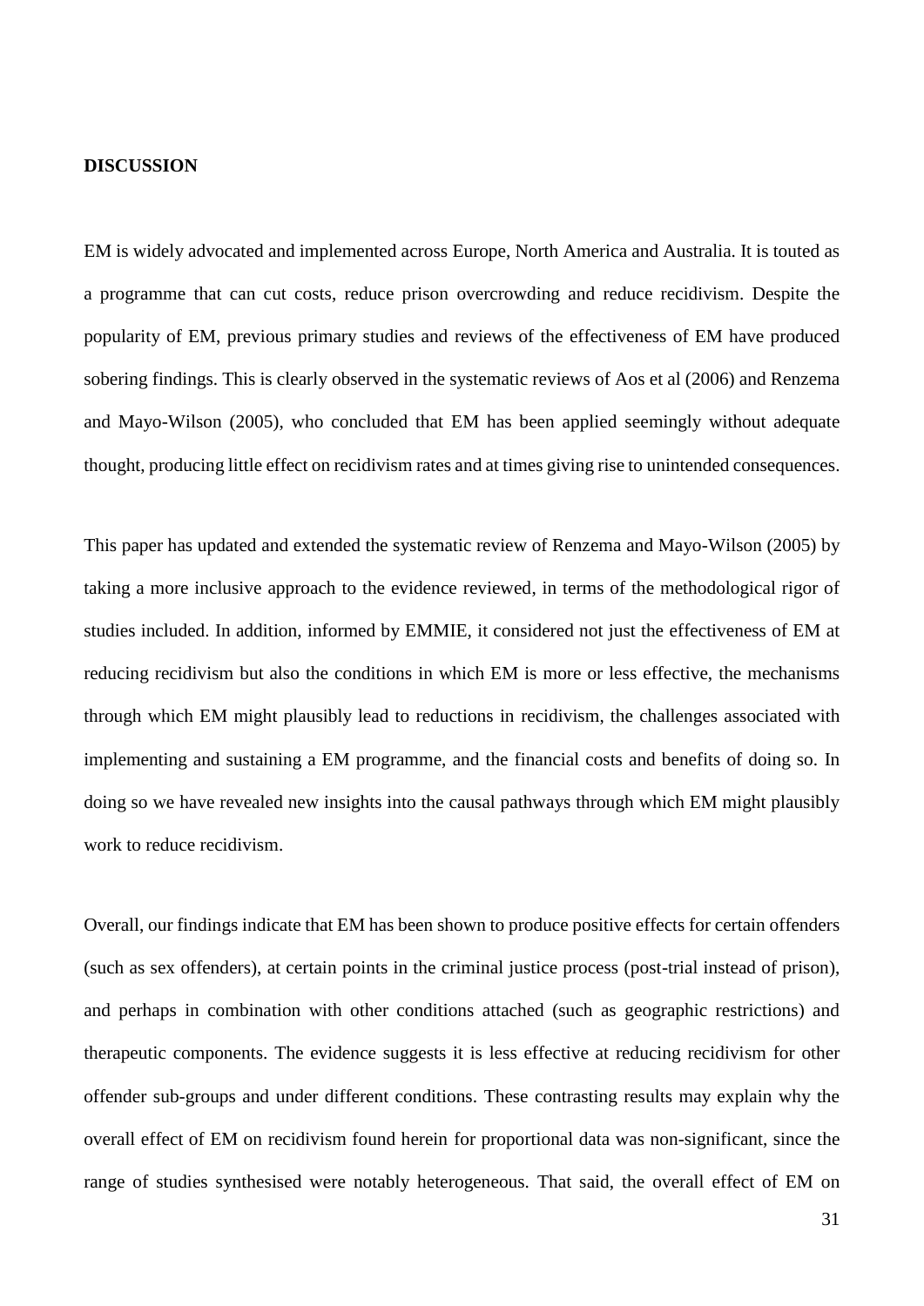## DISCUSSION

EM is widely advocated and implemented across Europe, North America and Australia. It is touted as a programme that can cut costs, reduce prison overcrowding and reduce recidivism. Despite the popularity of EM, previous primary studies and reviews of the effectiveness of EM have produced sobering findings. This is clearly observed in the systematic reviews of Aos et al (2006) and Renzema and Mayo-Wilson (2005), who concluded that EM has been applied seemingly without adequate thought, producing little effect on recidivism rates and at times giving rise to unintended consequences.

This paper has updated and extended the systematic review of Renzema and Mayo-Wilson (2005) by taking a more inclusive approach to the evidence reviewed, in terms of the methodological rigor of studies included. In addition, informed by EMMIE, it considered not just the effectiveness of EM at reducing recidivism but also the conditions in which EM is more or less effective, the mechanisms through which EM might plausibly lead to reductions in recidivism, the challenges associated with implementing and sustaining a EM programme, and the financial costs and benefits of doing so. In doing so we have revealed new insights into the causal pathways through which EM might plausibly work to reduce recidivism.

Overall, our findings indicate that EM has been shown to produce positive effects for certain offenders (such as sex offenders), at certain points in the criminal justice process (post-trial instead of prison), and perhaps in combination with other conditions attached (such as geographic restrictions) and therapeutic components. The evidence suggests it is less effective at reducing recidivism for other offender sub-groups and under different conditions. These contrasting results may explain why the overall effect of EM on recidivism found herein for proportional data was non-significant, since the range of studies synthesised were notably heterogeneous. That said, the overall effect of EM on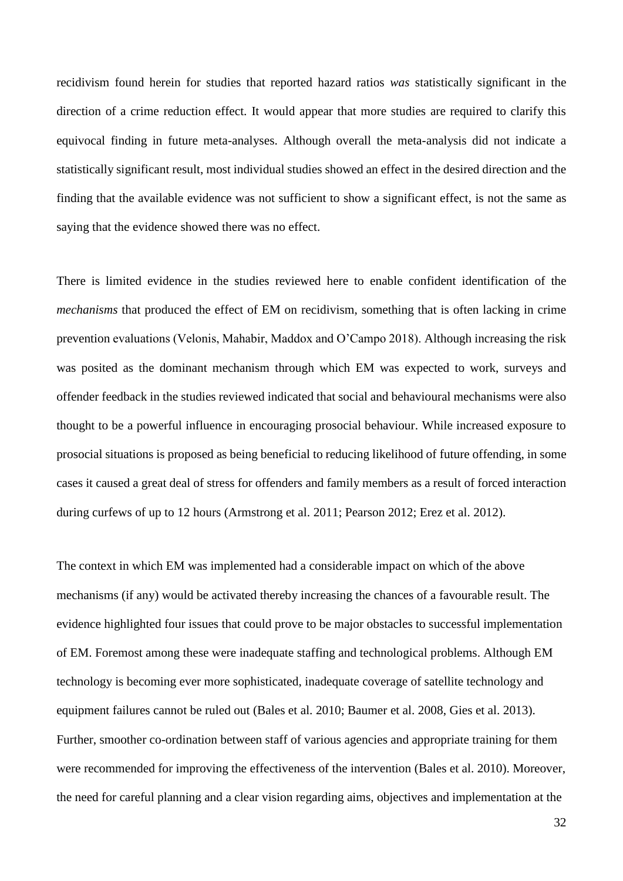recidivism found herein for studies that reported hazard ratios *was* statistically significant in the direction of a crime reduction effect. It would appear that more studies are required to clarify this equivocal finding in future meta-analyses. Although overall the meta-analysis did not indicate a statistically significant result, most individual studies showed an effect in the desired direction and the finding that the available evidence was not sufficient to show a significant effect, is not the same as saying that the evidence showed there was no effect.

There is limited evidence in the studies reviewed here to enable confident identification of the *mechanisms* that produced the effect of EM on recidivism, something that is often lacking in crime prevention evaluations (Velonis, Mahabir, Maddox and O'Campo 2018). Although increasing the risk was posited as the dominant mechanism through which EM was expected to work, surveys and offender feedback in the studies reviewed indicated that social and behavioural mechanisms were also thought to be a powerful influence in encouraging prosocial behaviour. While increased exposure to prosocial situations is proposed as being beneficial to reducing likelihood of future offending, in some cases it caused a great deal of stress for offenders and family members as a result of forced interaction during curfews of up to 12 hours (Armstrong et al. 2011; Pearson 2012; Erez et al. 2012).

The context in which EM was implemented had a considerable impact on which of the above mechanisms (if any) would be activated thereby increasing the chances of a favourable result. The evidence highlighted four issues that could prove to be major obstacles to successful implementation of EM. Foremost among these were inadequate staffing and technological problems. Although EM technology is becoming ever more sophisticated, inadequate coverage of satellite technology and equipment failures cannot be ruled out (Bales et al. 2010; Baumer et al. 2008, Gies et al. 2013). Further, smoother co-ordination between staff of various agencies and appropriate training for them were recommended for improving the effectiveness of the intervention (Bales et al. 2010). Moreover, the need for careful planning and a clear vision regarding aims, objectives and implementation at the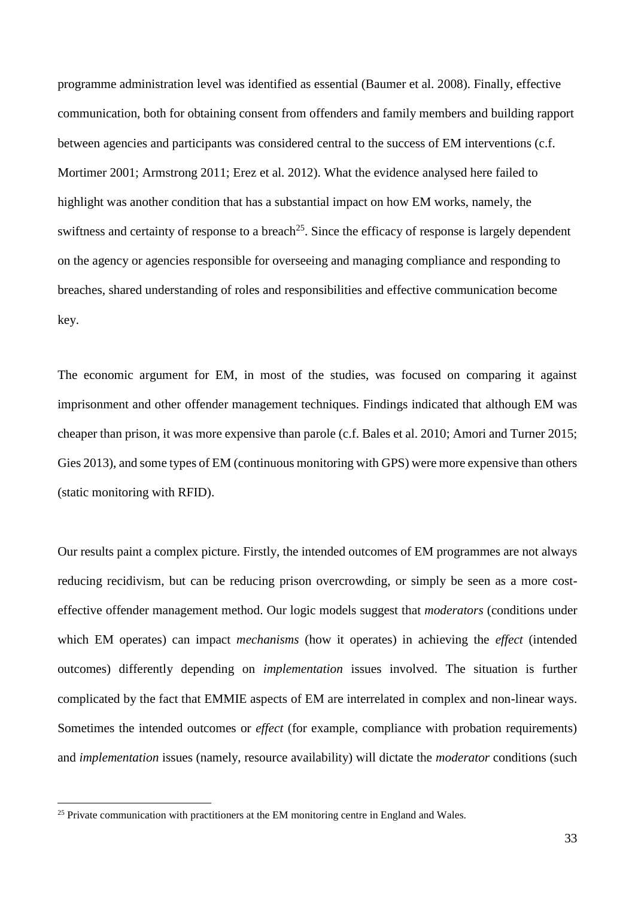programme administration level was identified as essential (Baumer et al. 2008). Finally, effective communication, both for obtaining consent from offenders and family members and building rapport between agencies and participants was considered central to the success of EM interventions (c.f. Mortimer 2001; Armstrong 2011; Erez et al. 2012). What the evidence analysed here failed to highlight was another condition that has a substantial impact on how EM works, namely, the swiftness and certainty of response to a breach[25]. Since the efficacy of response is largely dependent on the agency or agencies responsible for overseeing and managing compliance and responding to breaches, shared understanding of roles and responsibilities and effective communication become key.

The economic argument for EM, in most of the studies, was focused on comparing it against imprisonment and other offender management techniques. Findings indicated that although EM was cheaper than prison, it was more expensive than parole (c.f. Bales et al. 2010; Amori and Turner 2015; Gies 2013), and some types of EM (continuous monitoring with GPS) were more expensive than others (static monitoring with RFID).

Our results paint a complex picture. Firstly, the intended outcomes of EM programmes are not always reducing recidivism, but can be reducing prison overcrowding, or simply be seen as a more cost-effective offender management method. Our logic models suggest that *moderators* (conditions under which EM operates) can impact *mechanisms* (how it operates) in achieving the *effect* (intended outcomes) differently depending on *implementation* issues involved. The situation is further complicated by the fact that EMMIE aspects of EM are interrelated in complex and non-linear ways. Sometimes the intended outcomes or *effect* (for example, compliance with probation requirements) and *implementation* issues (namely, resource availability) will dictate the *moderator* conditions (such

[25] Private communication with practitioners at the EM monitoring centre in England and Wales.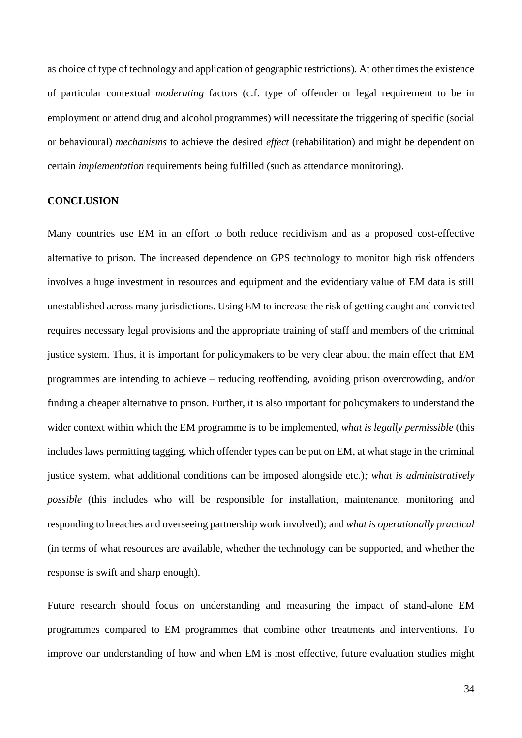as choice of type of technology and application of geographic restrictions). At other times the existence of particular contextual *moderating* factors (c.f. type of offender or legal requirement to be in employment or attend drug and alcohol programmes) will necessitate the triggering of specific (social or behavioural) *mechanisms* to achieve the desired *effect* (rehabilitation) and might be dependent on certain *implementation* requirements being fulfilled (such as attendance monitoring).

## CONCLUSION

Many countries use EM in an effort to both reduce recidivism and as a proposed cost-effective alternative to prison. The increased dependence on GPS technology to monitor high risk offenders involves a huge investment in resources and equipment and the evidentiary value of EM data is still unestablished across many jurisdictions. Using EM to increase the risk of getting caught and convicted requires necessary legal provisions and the appropriate training of staff and members of the criminal justice system. Thus, it is important for policymakers to be very clear about the main effect that EM programmes are intending to achieve – reducing reoffending, avoiding prison overcrowding, and/or finding a cheaper alternative to prison. Further, it is also important for policymakers to understand the wider context within which the EM programme is to be implemented, *what is legally permissible* (this includes laws permitting tagging, which offender types can be put on EM, at what stage in the criminal justice system, what additional conditions can be imposed alongside etc.)*; what is administratively possible* (this includes who will be responsible for installation, maintenance, monitoring and responding to breaches and overseeing partnership work involved)*;* and *what is operationally practical* (in terms of what resources are available, whether the technology can be supported, and whether the response is swift and sharp enough).

Future research should focus on understanding and measuring the impact of stand-alone EM programmes compared to EM programmes that combine other treatments and interventions. To improve our understanding of how and when EM is most effective, future evaluation studies might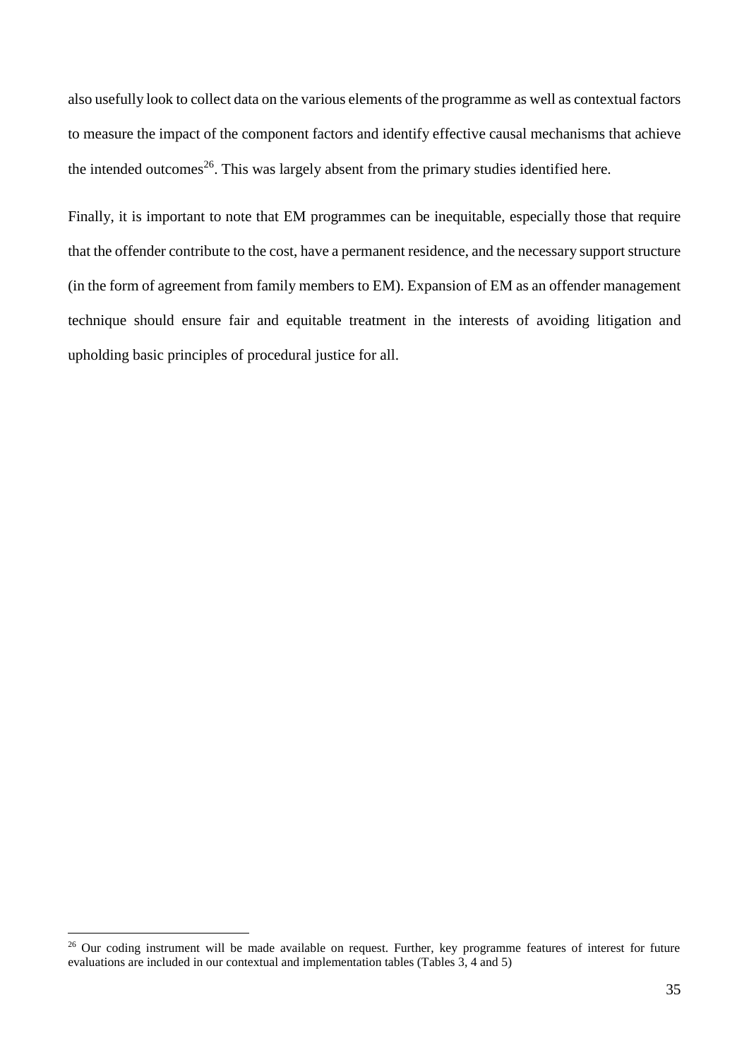also usefully look to collect data on the various elements of the programme as well as contextual factors to measure the impact of the component factors and identify effective causal mechanisms that achieve the intended outcomes[26]. This was largely absent from the primary studies identified here.

Finally, it is important to note that EM programmes can be inequitable, especially those that require that the offender contribute to the cost, have a permanent residence, and the necessary support structure (in the form of agreement from family members to EM). Expansion of EM as an offender management technique should ensure fair and equitable treatment in the interests of avoiding litigation and upholding basic principles of procedural justice for all.

---

[26] Our coding instrument will be made available on request. Further, key programme features of interest for future evaluations are included in our contextual and implementation tables (Tables 3, 4 and 5)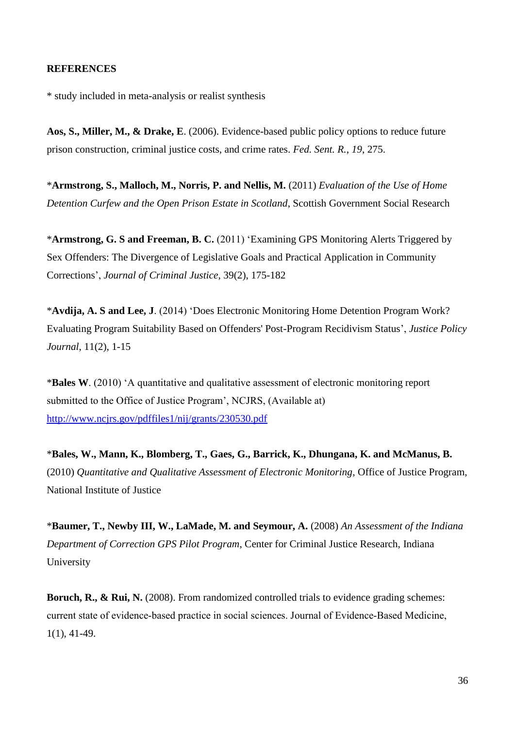**REFERENCES**

* study included in meta-analysis or realist synthesis

**Aos, S., Miller, M., & Drake, E**. (2006). Evidence-based public policy options to reduce future prison construction, criminal justice costs, and crime rates. *Fed. Sent. R.*, *19*, 275.

***Armstrong, S., Malloch, M., Norris, P. and Nellis, M.** (2011) *Evaluation of the Use of Home Detention Curfew and the Open Prison Estate in Scotland*, Scottish Government Social Research

***Armstrong, G. S and Freeman, B. C.** (2011) 'Examining GPS Monitoring Alerts Triggered by Sex Offenders: The Divergence of Legislative Goals and Practical Application in Community Corrections', *Journal of Criminal Justice*, 39(2), 175-182

***Avdija, A. S and Lee, J**. (2014) 'Does Electronic Monitoring Home Detention Program Work? Evaluating Program Suitability Based on Offenders' Post-Program Recidivism Status', *Justice Policy Journal*, 11(2), 1-15

***Bales W**. (2010) 'A quantitative and qualitative assessment of electronic monitoring report submitted to the Office of Justice Program', NCJRS, (Available at) http://www.ncjrs.gov/pdffiles1/nij/grants/230530.pdf

***Bales, W., Mann, K., Blomberg, T., Gaes, G., Barrick, K., Dhungana, K. and McManus, B.** (2010) *Quantitative and Qualitative Assessment of Electronic Monitoring*, Office of Justice Program, National Institute of Justice

***Baumer, T., Newby III, W., LaMade, M. and Seymour, A.** (2008) *An Assessment of the Indiana Department of Correction GPS Pilot Program*, Center for Criminal Justice Research, Indiana University

**Boruch, R., & Rui, N.** (2008). From randomized controlled trials to evidence grading schemes: current state of evidence-based practice in social sciences. Journal of Evidence-Based Medicine, 1(1), 41-49.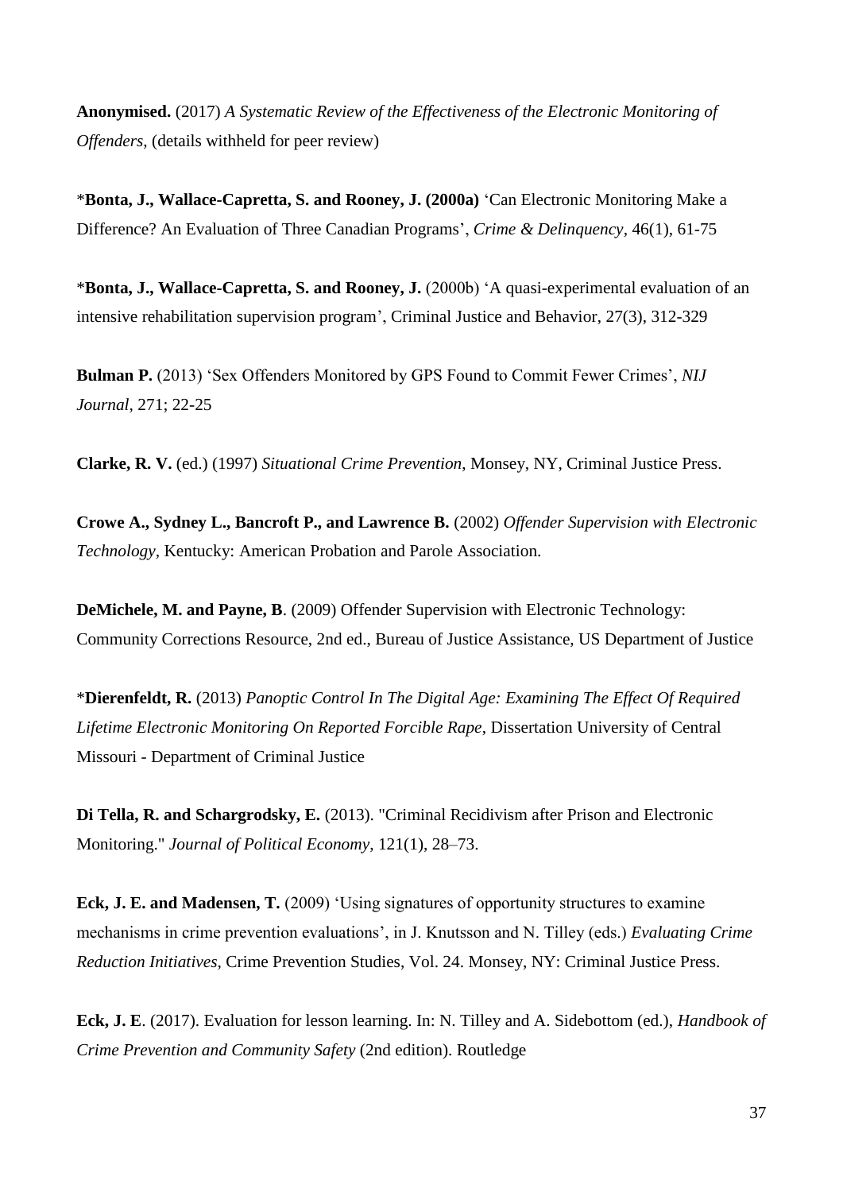**Anonymised.** (2017) *A Systematic Review of the Effectiveness of the Electronic Monitoring of Offenders*, (details withheld for peer review)

\***Bonta, J., Wallace-Capretta, S. and Rooney, J. (2000a)** 'Can Electronic Monitoring Make a Difference? An Evaluation of Three Canadian Programs', *Crime & Delinquency*, 46(1), 61-75

\***Bonta, J., Wallace-Capretta, S. and Rooney, J.** (2000b) 'A quasi-experimental evaluation of an intensive rehabilitation supervision program', Criminal Justice and Behavior, 27(3), 312-329

**Bulman P.** (2013) 'Sex Offenders Monitored by GPS Found to Commit Fewer Crimes', *NIJ Journal*, 271; 22-25

**Clarke, R. V.** (ed.) (1997) *Situational Crime Prevention*, Monsey, NY, Criminal Justice Press.

**Crowe A., Sydney L., Bancroft P., and Lawrence B.** (2002) *Offender Supervision with Electronic Technology*, Kentucky: American Probation and Parole Association.

**DeMichele, M. and Payne, B**. (2009) Offender Supervision with Electronic Technology: Community Corrections Resource, 2nd ed., Bureau of Justice Assistance, US Department of Justice

\***Dierenfeldt, R.** (2013) *Panoptic Control In The Digital Age: Examining The Effect Of Required Lifetime Electronic Monitoring On Reported Forcible Rape*, Dissertation University of Central Missouri - Department of Criminal Justice

**Di Tella, R. and Schargrodsky, E.** (2013). "Criminal Recidivism after Prison and Electronic Monitoring." *Journal of Political Economy*, 121(1), 28–73.

**Eck, J. E. and Madensen, T.** (2009) 'Using signatures of opportunity structures to examine mechanisms in crime prevention evaluations', in J. Knutsson and N. Tilley (eds.) *Evaluating Crime Reduction Initiatives*, Crime Prevention Studies, Vol. 24. Monsey, NY: Criminal Justice Press.

**Eck, J. E**. (2017). Evaluation for lesson learning. In: N. Tilley and A. Sidebottom (ed.), *Handbook of Crime Prevention and Community Safety* (2nd edition). Routledge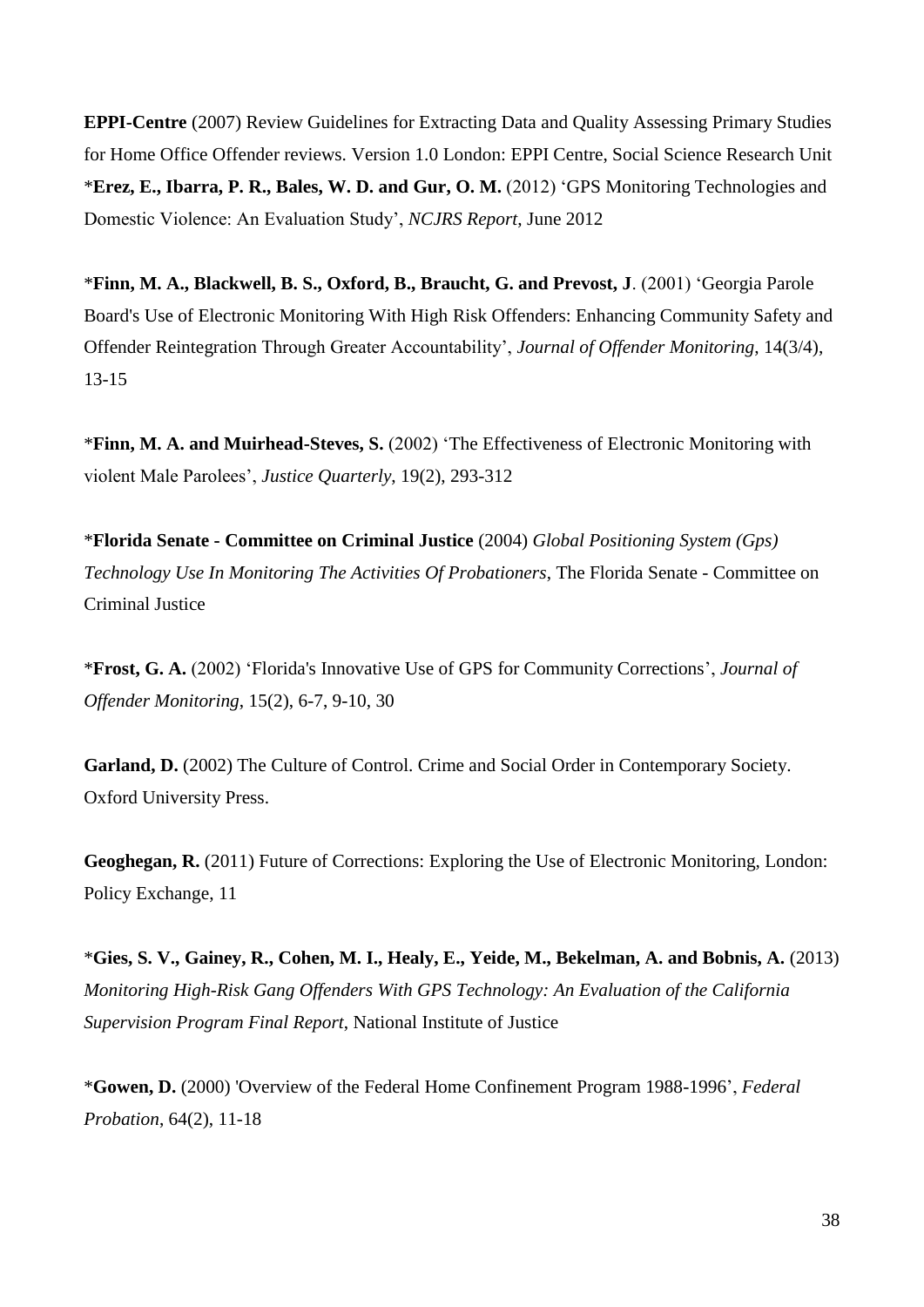**EPPI-Centre** (2007) Review Guidelines for Extracting Data and Quality Assessing Primary Studies for Home Office Offender reviews. Version 1.0 London: EPPI Centre, Social Science Research Unit

*__Erez, E., Ibarra, P. R., Bales, W. D. and Gur, O. M.__ (2012) 'GPS Monitoring Technologies and Domestic Violence: An Evaluation Study', *NCJRS Report*, June 2012

*__Finn, M. A., Blackwell, B. S., Oxford, B., Braucht, G. and Prevost, J__. (2001) 'Georgia Parole Board's Use of Electronic Monitoring With High Risk Offenders: Enhancing Community Safety and Offender Reintegration Through Greater Accountability', *Journal of Offender Monitoring*, 14(3/4), 13-15

*__Finn, M. A. and Muirhead-Steves, S.__ (2002) 'The Effectiveness of Electronic Monitoring with violent Male Parolees', *Justice Quarterly*, 19(2), 293-312

*__Florida Senate - Committee on Criminal Justice__ (2004) *Global Positioning System (Gps) Technology Use In Monitoring The Activities Of Probationers*, The Florida Senate - Committee on Criminal Justice

*__Frost, G. A.__ (2002) 'Florida's Innovative Use of GPS for Community Corrections', *Journal of Offender Monitoring*, 15(2), 6-7, 9-10, 30

**Garland, D.** (2002) The Culture of Control. Crime and Social Order in Contemporary Society. Oxford University Press.

**Geoghegan, R.** (2011) Future of Corrections: Exploring the Use of Electronic Monitoring, London: Policy Exchange, 11

*__Gies, S. V., Gainey, R., Cohen, M. I., Healy, E., Yeide, M., Bekelman, A. and Bobnis, A.__ (2013) *Monitoring High-Risk Gang Offenders With GPS Technology: An Evaluation of the California Supervision Program Final Report*, National Institute of Justice

*__Gowen, D.__ (2000) 'Overview of the Federal Home Confinement Program 1988-1996', *Federal Probation*, 64(2), 11-18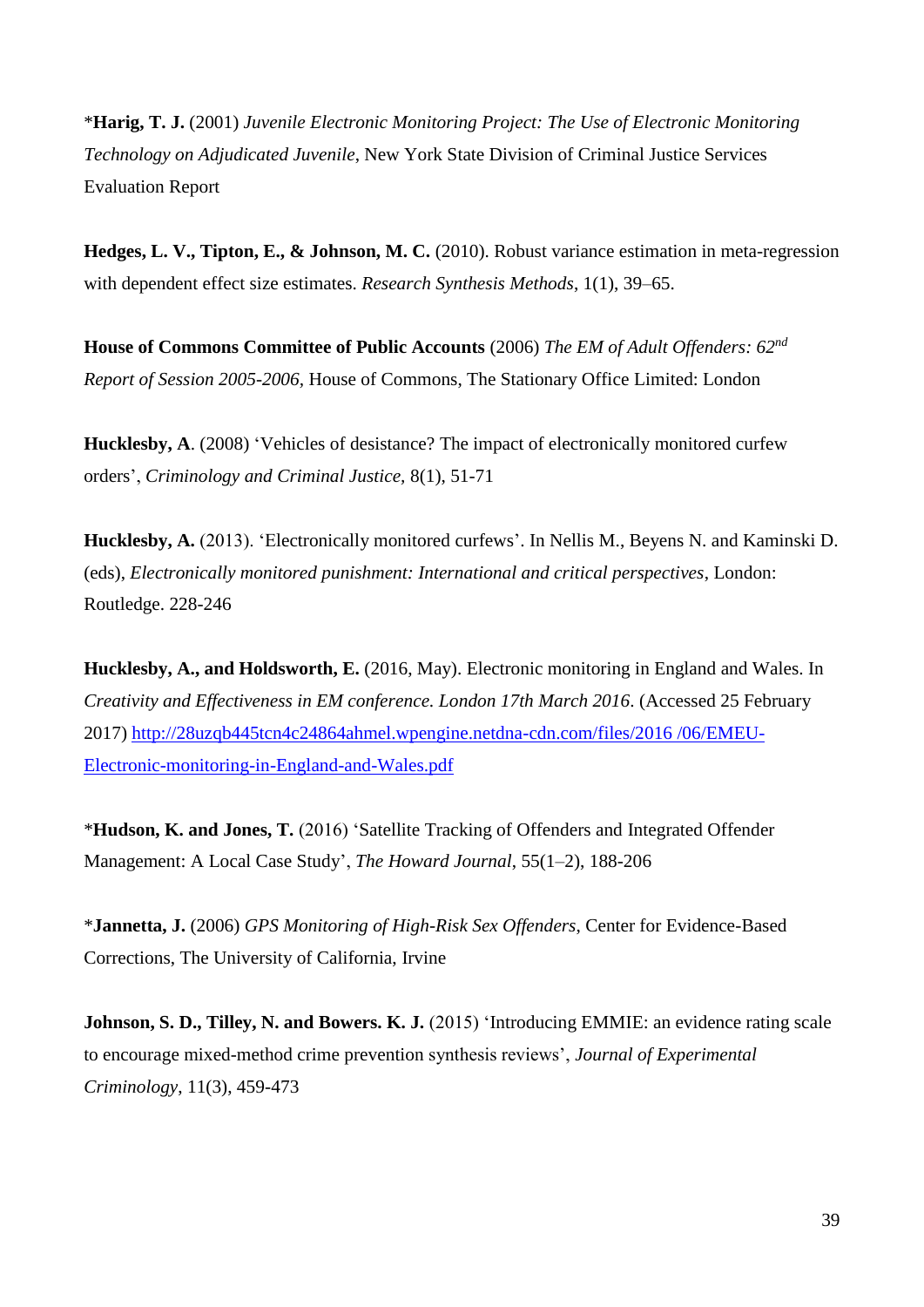*__Harig, T. J.__ (2001) *Juvenile Electronic Monitoring Project: The Use of Electronic Monitoring Technology on Adjudicated Juvenile*, New York State Division of Criminal Justice Services Evaluation Report

**Hedges, L. V., Tipton, E., & Johnson, M. C.** (2010). Robust variance estimation in meta-regression with dependent effect size estimates. *Research Synthesis Methods*, 1(1), 39–65.

**House of Commons Committee of Public Accounts** (2006) *The EM of Adult Offenders: 62nd Report of Session 2005-2006*, House of Commons, The Stationary Office Limited: London

**Hucklesby, A**. (2008) 'Vehicles of desistance? The impact of electronically monitored curfew orders', *Criminology and Criminal Justice,* 8(1), 51-71

**Hucklesby, A.** (2013). 'Electronically monitored curfews'. In Nellis M., Beyens N. and Kaminski D. (eds), *Electronically monitored punishment: International and critical perspectives*, London: Routledge. 228-246

**Hucklesby, A., and Holdsworth, E.** (2016, May). Electronic monitoring in England and Wales. In *Creativity and Effectiveness in EM conference. London 17th March 2016*. (Accessed 25 February 2017) http://28uzqb445tcn4c24864ahmel.wpengine.netdna-cdn.com/files/2016 /06/EMEU-Electronic-monitoring-in-England-and-Wales.pdf

*__Hudson, K. and Jones, T.__ (2016) 'Satellite Tracking of Offenders and Integrated Offender Management: A Local Case Study', *The Howard Journal*, 55(1–2), 188-206

*__Jannetta, J.__ (2006) *GPS Monitoring of High-Risk Sex Offenders*, Center for Evidence-Based Corrections, The University of California, Irvine

**Johnson, S. D., Tilley, N. and Bowers. K. J.** (2015) 'Introducing EMMIE: an evidence rating scale to encourage mixed-method crime prevention synthesis reviews', *Journal of Experimental Criminology*, 11(3), 459-473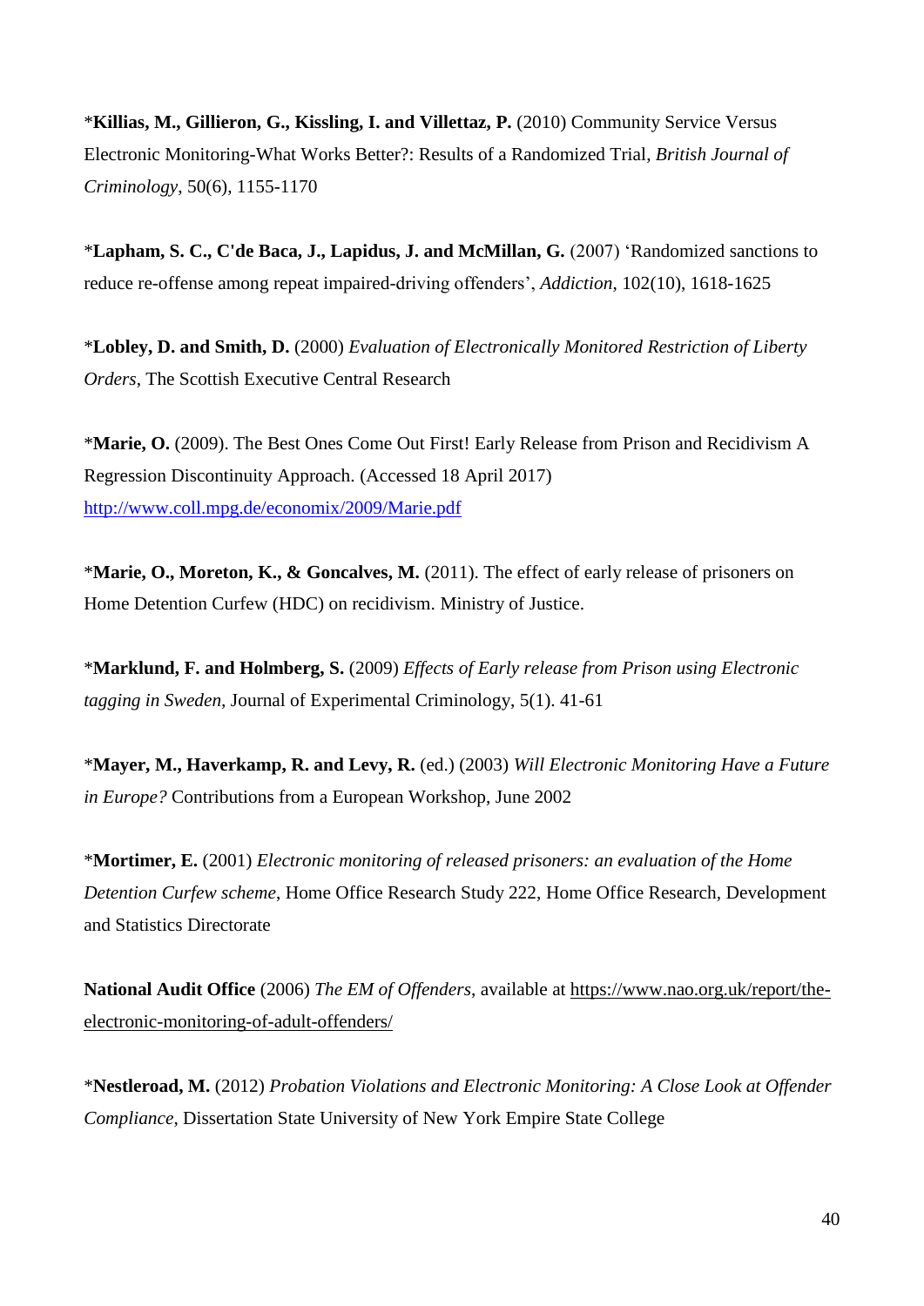*​**Killias, M., Gillieron, G., Kissling, I. and Villettaz, P.** (2010) Community Service Versus Electronic Monitoring-What Works Better?: Results of a Randomized Trial, *British Journal of Criminology*, 50(6), 1155-1170

*​**Lapham, S. C., C'de Baca, J., Lapidus, J. and McMillan, G.** (2007) 'Randomized sanctions to reduce re-offense among repeat impaired-driving offenders', *Addiction*, 102(10), 1618-1625

*​**Lobley, D. and Smith, D.** (2000) *Evaluation of Electronically Monitored Restriction of Liberty Orders*, The Scottish Executive Central Research

*​**Marie, O.** (2009). The Best Ones Come Out First! Early Release from Prison and Recidivism A Regression Discontinuity Approach. (Accessed 18 April 2017) http://www.coll.mpg.de/economix/2009/Marie.pdf

*​**Marie, O., Moreton, K., & Goncalves, M.** (2011). The effect of early release of prisoners on Home Detention Curfew (HDC) on recidivism. Ministry of Justice.

*​**Marklund, F. and Holmberg, S.** (2009) *Effects of Early release from Prison using Electronic tagging in Sweden*, Journal of Experimental Criminology, 5(1). 41-61

*​**Mayer, M., Haverkamp, R. and Levy, R.** (ed.) (2003) *Will Electronic Monitoring Have a Future in Europe?* Contributions from a European Workshop, June 2002

*​**Mortimer, E.** (2001) *Electronic monitoring of released prisoners: an evaluation of the Home Detention Curfew scheme*, Home Office Research Study 222, Home Office Research, Development and Statistics Directorate

**National Audit Office** (2006) *The EM of Offenders*, available at https://www.nao.org.uk/report/the-electronic-monitoring-of-adult-offenders/

*​**Nestleroad, M.** (2012) *Probation Violations and Electronic Monitoring: A Close Look at Offender Compliance*, Dissertation State University of New York Empire State College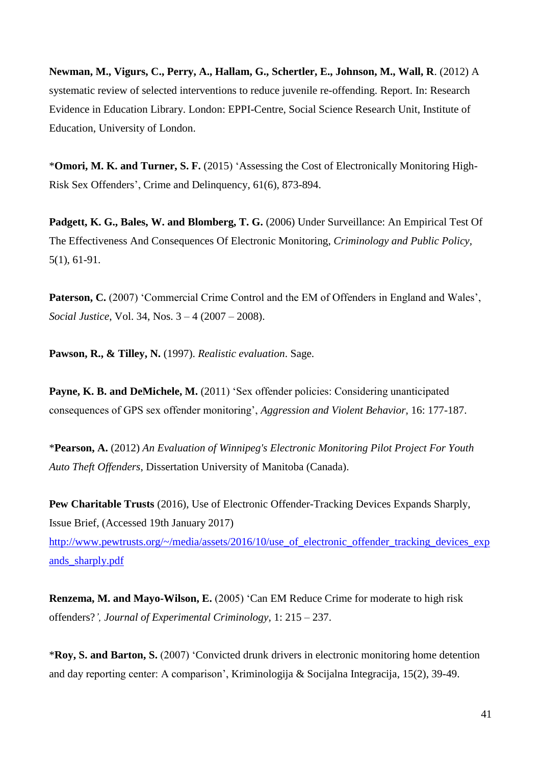**Newman, M., Vigurs, C., Perry, A., Hallam, G., Schertler, E., Johnson, M., Wall, R**. (2012) A systematic review of selected interventions to reduce juvenile re-offending. Report. In: Research Evidence in Education Library. London: EPPI-Centre, Social Science Research Unit, Institute of Education, University of London.

*__Omori, M. K. and Turner, S. F.__ (2015) 'Assessing the Cost of Electronically Monitoring High-Risk Sex Offenders', Crime and Delinquency, 61(6), 873-894.

**Padgett, K. G., Bales, W. and Blomberg, T. G.** (2006) Under Surveillance: An Empirical Test Of The Effectiveness And Consequences Of Electronic Monitoring, *Criminology and Public Policy*, 5(1), 61-91.

**Paterson, C.** (2007) 'Commercial Crime Control and the EM of Offenders in England and Wales', *Social Justice*, Vol. 34, Nos. 3 – 4 (2007 – 2008).

**Pawson, R., & Tilley, N.** (1997). *Realistic evaluation*. Sage.

**Payne, K. B. and DeMichele, M.** (2011) 'Sex offender policies: Considering unanticipated consequences of GPS sex offender monitoring', *Aggression and Violent Behavior*, 16: 177-187.

*__Pearson, A.__ (2012) *An Evaluation of Winnipeg's Electronic Monitoring Pilot Project For Youth Auto Theft Offenders*, Dissertation University of Manitoba (Canada).

**Pew Charitable Trusts** (2016), Use of Electronic Offender-Tracking Devices Expands Sharply, Issue Brief, (Accessed 19th January 2017) [http://www.pewtrusts.org/~/media/assets/2016/10/use_of_electronic_offender_tracking_devices_expands_sharply.pdf](http://www.pewtrusts.org/~/media/assets/2016/10/use_of_electronic_offender_tracking_devices_expands_sharply.pdf)

**Renzema, M. and Mayo-Wilson, E.** (2005) 'Can EM Reduce Crime for moderate to high risk offenders?', *Journal of Experimental Criminology*, 1: 215 – 237.

*__Roy, S. and Barton, S.__ (2007) 'Convicted drunk drivers in electronic monitoring home detention and day reporting center: A comparison', Kriminologija & Socijalna Integracija, 15(2), 39-49.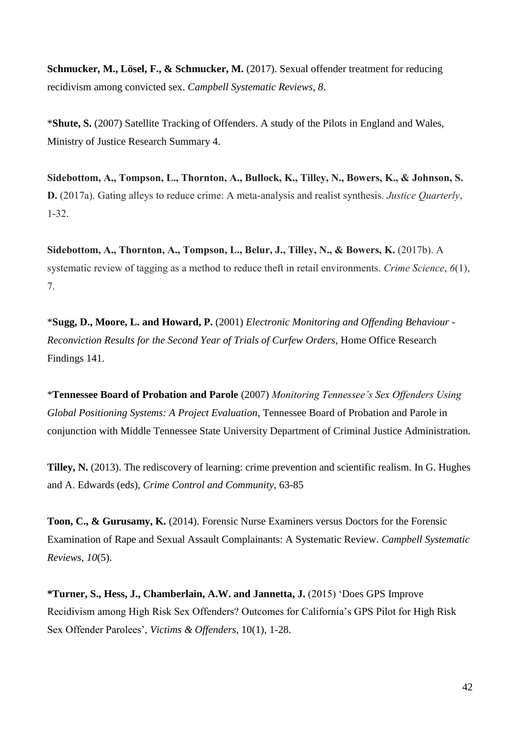**Schmucker, M., Lösel, F., & Schmucker, M.** (2017). Sexual offender treatment for reducing recidivism among convicted sex. *Campbell Systematic Reviews, 8*.

*__Shute, S.__ (2007) Satellite Tracking of Offenders. A study of the Pilots in England and Wales, Ministry of Justice Research Summary 4.

**Sidebottom, A., Tompson, L., Thornton, A., Bullock, K., Tilley, N., Bowers, K., & Johnson, S. D.** (2017a). Gating alleys to reduce crime: A meta-analysis and realist synthesis. *Justice Quarterly*, 1-32.

**Sidebottom, A., Thornton, A., Tompson, L., Belur, J., Tilley, N., & Bowers, K.** (2017b). A systematic review of tagging as a method to reduce theft in retail environments. *Crime Science*, *6*(1), 7.

*__Sugg, D., Moore, L. and Howard, P.__ (2001) *Electronic Monitoring and Offending Behaviour - Reconviction Results for the Second Year of Trials of Curfew Orders*, Home Office Research Findings 141.

*__Tennessee Board of Probation and Parole__ (2007) *Monitoring Tennessee's Sex Offenders Using Global Positioning Systems: A Project Evaluation*, Tennessee Board of Probation and Parole in conjunction with Middle Tennessee State University Department of Criminal Justice Administration.

**Tilley, N.** (2013). The rediscovery of learning: crime prevention and scientific realism. In G. Hughes and A. Edwards (eds), *Crime Control and Community*, 63-85

**Toon, C., & Gurusamy, K.** (2014). Forensic Nurse Examiners versus Doctors for the Forensic Examination of Rape and Sexual Assault Complainants: A Systematic Review. *Campbell Systematic Reviews*, *10*(5).

**\*Turner, S., Hess, J., Chamberlain, A.W. and Jannetta, J.** (2015) 'Does GPS Improve Recidivism among High Risk Sex Offenders? Outcomes for California's GPS Pilot for High Risk Sex Offender Parolees', *Victims & Offenders*, 10(1), 1-28.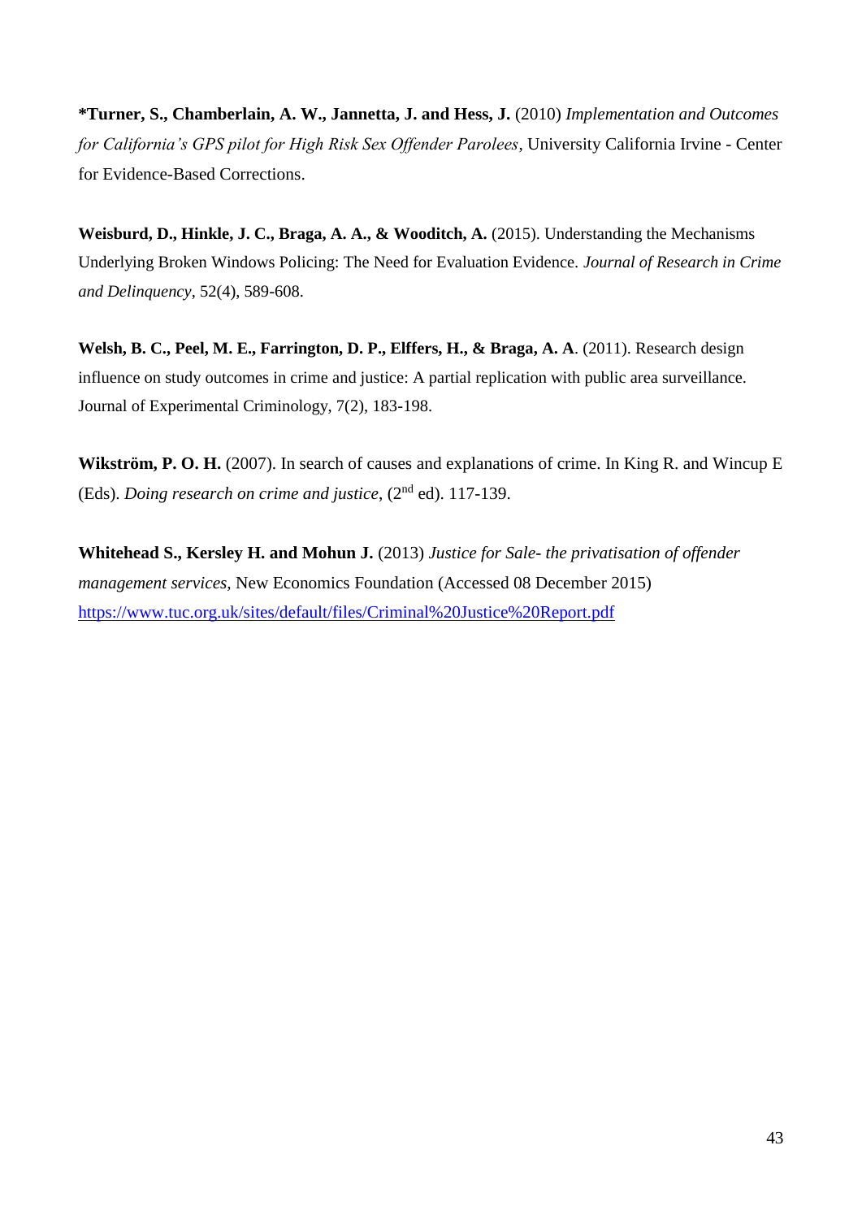***Turner, S., Chamberlain, A. W., Jannetta, J. and Hess, J.** (2010) *Implementation and Outcomes for California's GPS pilot for High Risk Sex Offender Parolees*, University California Irvine - Center for Evidence-Based Corrections.

**Weisburd, D., Hinkle, J. C., Braga, A. A., & Wooditch, A.** (2015). Understanding the Mechanisms Underlying Broken Windows Policing: The Need for Evaluation Evidence. *Journal of Research in Crime and Delinquency*, 52(4), 589-608.

**Welsh, B. C., Peel, M. E., Farrington, D. P., Elffers, H., & Braga, A. A**. (2011). Research design influence on study outcomes in crime and justice: A partial replication with public area surveillance. Journal of Experimental Criminology, 7(2), 183-198.

**Wikström, P. O. H.** (2007). In search of causes and explanations of crime. In King R. and Wincup E (Eds). *Doing research on crime and justice*, (2nd ed). 117-139.

**Whitehead S., Kersley H. and Mohun J.** (2013) *Justice for Sale- the privatisation of offender management services*, New Economics Foundation (Accessed 08 December 2015) https://www.tuc.org.uk/sites/default/files/Criminal%20Justice%20Report.pdf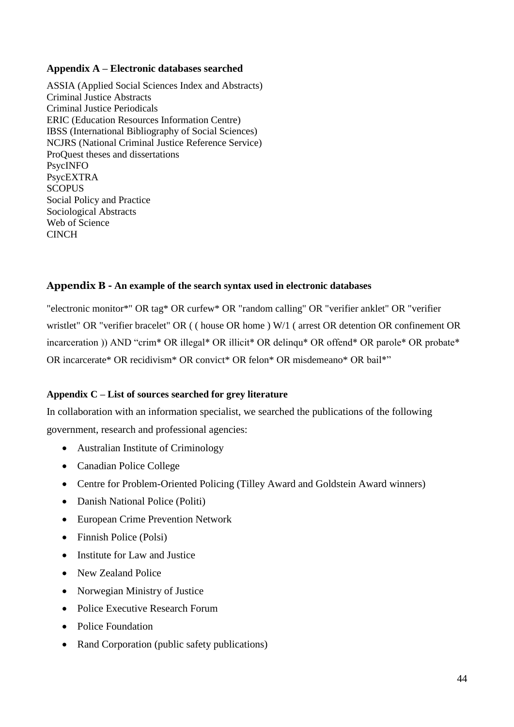**Appendix A – Electronic databases searched**

ASSIA (Applied Social Sciences Index and Abstracts)
Criminal Justice Abstracts
Criminal Justice Periodicals
ERIC (Education Resources Information Centre)
IBSS (International Bibliography of Social Sciences)
NCJRS (National Criminal Justice Reference Service)
ProQuest theses and dissertations
PsycINFO
PsycEXTRA
SCOPUS
Social Policy and Practice
Sociological Abstracts
Web of Science
CINCH

**Appendix B - An example of the search syntax used in electronic databases**

"electronic monitor*" OR tag* OR curfew* OR "random calling" OR "verifier anklet" OR "verifier wristlet" OR "verifier bracelet" OR ( ( house OR home ) W/1 ( arrest OR detention OR confinement OR incarceration )) AND "crim* OR illegal* OR illicit* OR delinqu* OR offend* OR parole* OR probate* OR incarcerate* OR recidivism* OR convict* OR felon* OR misdemeano* OR bail*"

**Appendix C – List of sources searched for grey literature**

In collaboration with an information specialist, we searched the publications of the following government, research and professional agencies:

- Australian Institute of Criminology
- Canadian Police College
- Centre for Problem-Oriented Policing (Tilley Award and Goldstein Award winners)
- Danish National Police (Politi)
- European Crime Prevention Network
- Finnish Police (Polsi)
- Institute for Law and Justice
- New Zealand Police
- Norwegian Ministry of Justice
- Police Executive Research Forum
- Police Foundation
- Rand Corporation (public safety publications)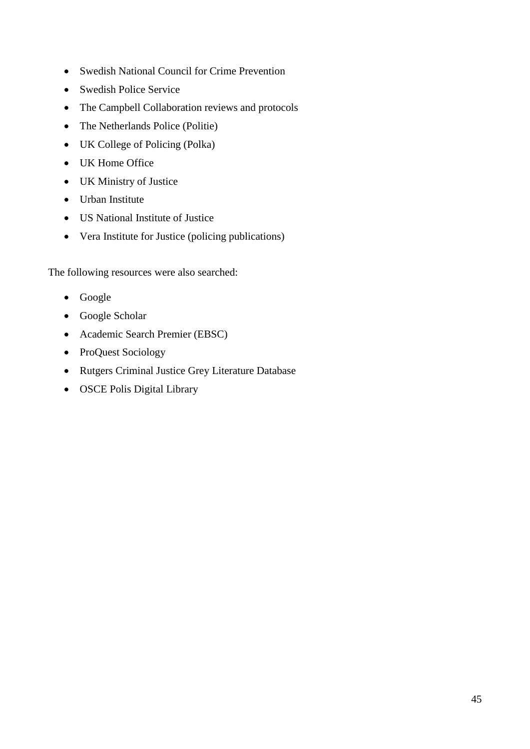- Swedish National Council for Crime Prevention
- Swedish Police Service
- The Campbell Collaboration reviews and protocols
- The Netherlands Police (Politie)
- UK College of Policing (Polka)
- UK Home Office
- UK Ministry of Justice
- Urban Institute
- US National Institute of Justice
- Vera Institute for Justice (policing publications)

The following resources were also searched:

- Google
- Google Scholar
- Academic Search Premier (EBSC)
- ProQuest Sociology
- Rutgers Criminal Justice Grey Literature Database
- OSCE Polis Digital Library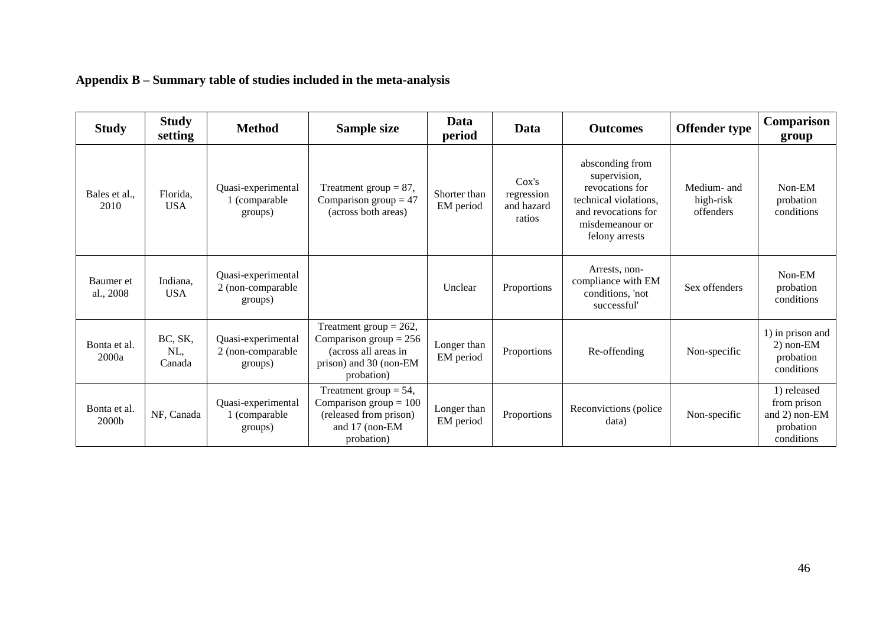**Appendix B – Summary table of studies included in the meta-analysis**

| Study | Study setting | Method | Sample size | Data period | Data | Outcomes | Offender type | Comparison group |
|---|---|---|---|---|---|---|---|---|
| Bales et al., 2010 | Florida, USA | Quasi-experimental 1 (comparable groups) | Treatment group = 87, Comparison group = 47 (across both areas) | Shorter than EM period | Cox's regression and hazard ratios | absconding from supervision, revocations for technical violations, and revocations for misdemeanour or felony arrests | Medium- and high-risk offenders | Non-EM probation conditions |
| Baumer et al., 2008 | Indiana, USA | Quasi-experimental 2 (non-comparable groups) | | Unclear | Proportions | Arrests, non-compliance with EM conditions, 'not successful' | Sex offenders | Non-EM probation conditions |
| Bonta et al. 2000a | BC, SK, NL, Canada | Quasi-experimental 2 (non-comparable groups) | Treatment group = 262, Comparison group = 256 (across all areas in prison) and 30 (non-EM probation) | Longer than EM period | Proportions | Re-offending | Non-specific | 1) in prison and 2) non-EM probation conditions |
| Bonta et al. 2000b | NF, Canada | Quasi-experimental 1 (comparable groups) | Treatment group = 54, Comparison group = 100 (released from prison) and 17 (non-EM probation) | Longer than EM period | Proportions | Reconvictions (police data) | Non-specific | 1) released from prison and 2) non-EM probation conditions |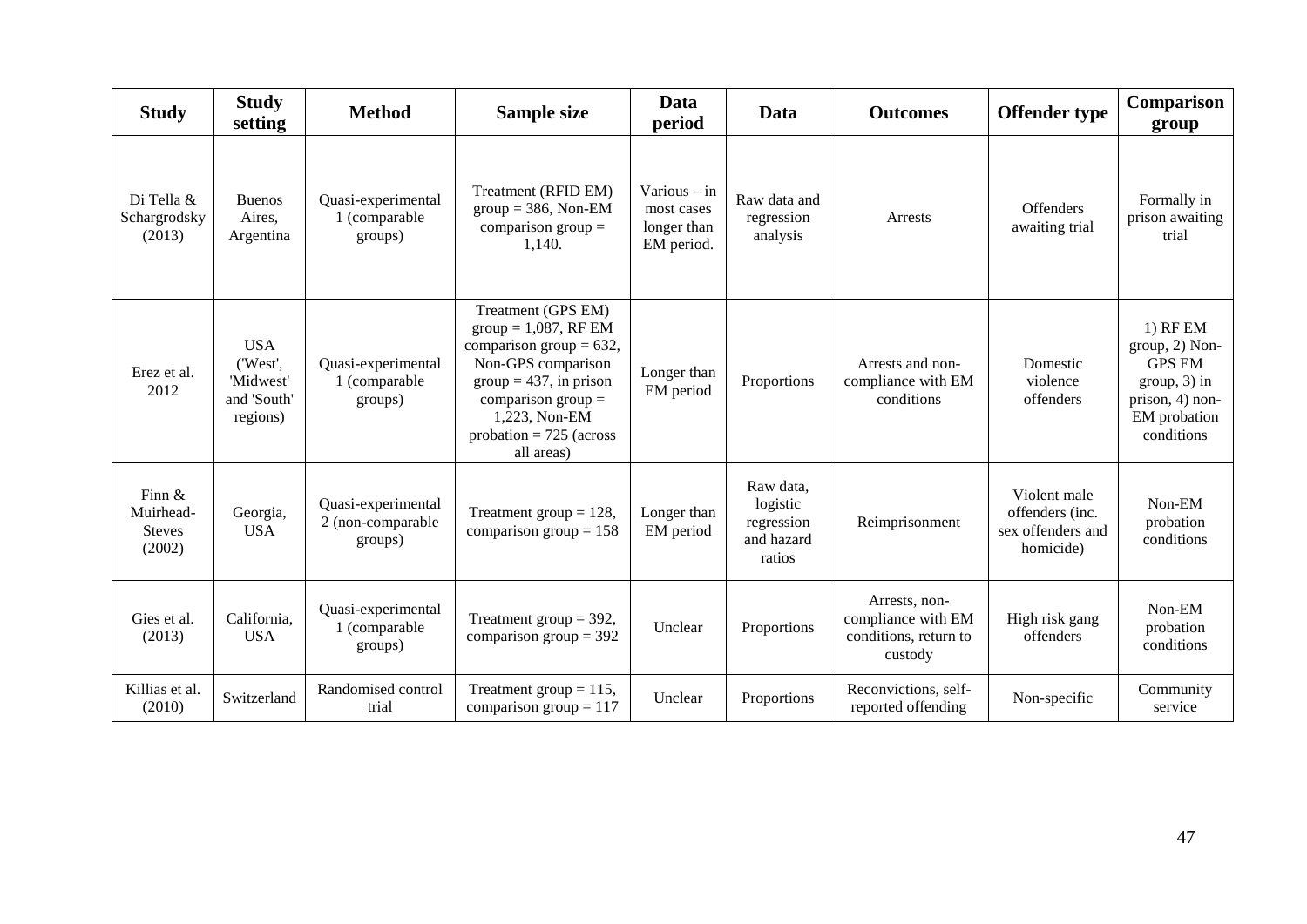| Study | Study setting | Method | Sample size | Data period | Data | Outcomes | Offender type | Comparison group |
|---|---|---|---|---|---|---|---|---|
| Di Tella & Schargrodsky (2013) | Buenos Aires, Argentina | Quasi-experimental 1 (comparable groups) | Treatment (RFID EM) group = 386, Non-EM comparison group = 1,140. | Various – in most cases longer than EM period. | Raw data and regression analysis | Arrests | Offenders awaiting trial | Formally in prison awaiting trial |
| Erez et al. 2012 | USA ('West', 'Midwest' and 'South' regions) | Quasi-experimental 1 (comparable groups) | Treatment (GPS EM) group = 1,087, RF EM comparison group = 632, Non-GPS comparison group = 437, in prison comparison group = 1,223, Non-EM probation = 725 (across all areas) | Longer than EM period | Proportions | Arrests and non-compliance with EM conditions | Domestic violence offenders | 1) RF EM group, 2) Non-GPS EM group, 3) in prison, 4) non-EM probation conditions |
| Finn & Muirhead-Steves (2002) | Georgia, USA | Quasi-experimental 2 (non-comparable groups) | Treatment group = 128, comparison group = 158 | Longer than EM period | Raw data, logistic regression and hazard ratios | Reimprisonment | Violent male offenders (inc. sex offenders and homicide) | Non-EM probation conditions |
| Gies et al. (2013) | California, USA | Quasi-experimental 1 (comparable groups) | Treatment group = 392, comparison group = 392 | Unclear | Proportions | Arrests, non-compliance with EM conditions, return to custody | High risk gang offenders | Non-EM probation conditions |
| Killias et al. (2010) | Switzerland | Randomised control trial | Treatment group = 115, comparison group = 117 | Unclear | Proportions | Reconvictions, self-reported offending | Non-specific | Community service |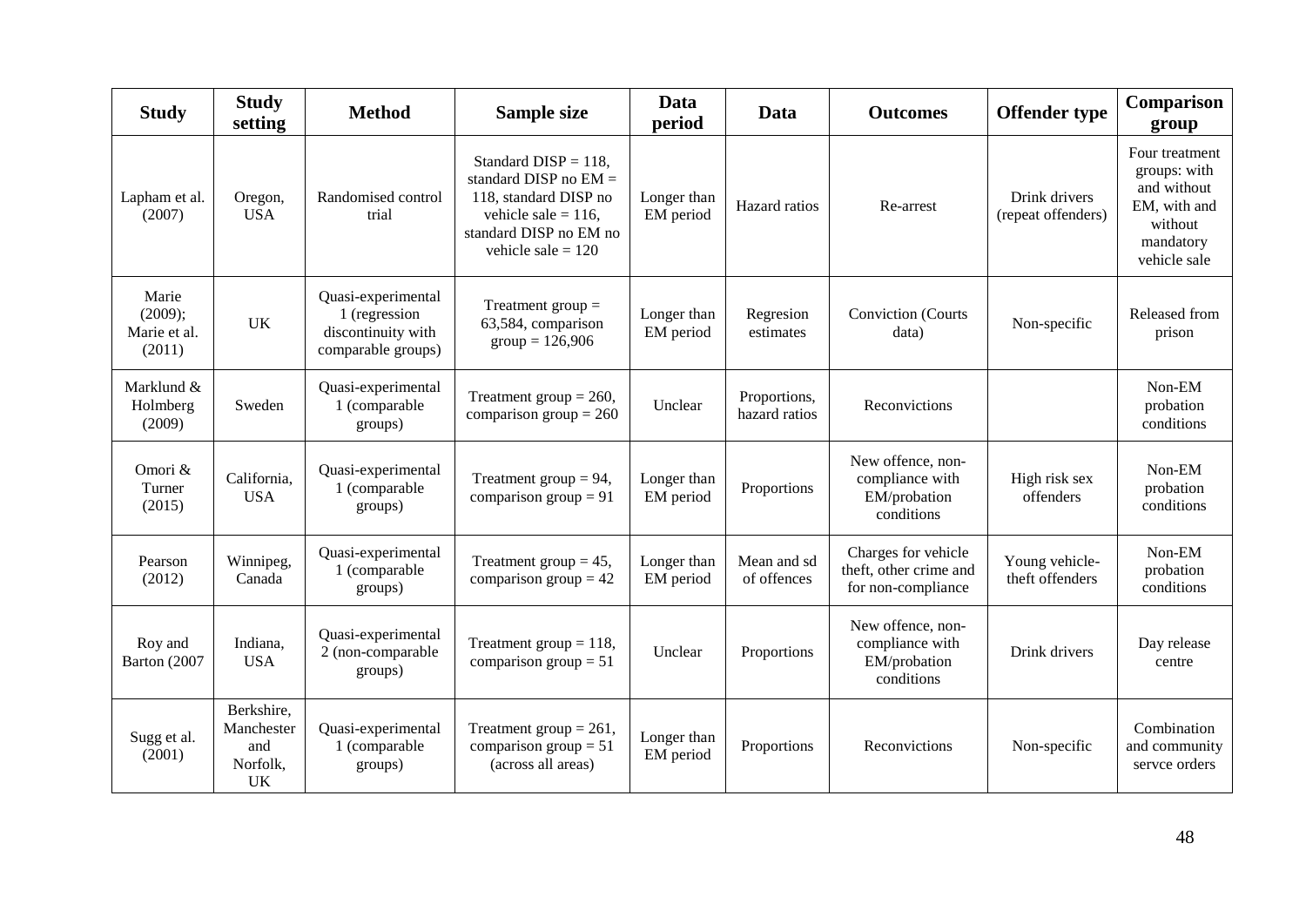| Study | Study setting | Method | Sample size | Data period | Data | Outcomes | Offender type | Comparison group |
|---|---|---|---|---|---|---|---|---|
| Lapham et al. (2007) | Oregon, USA | Randomised control trial | Standard DISP = 118, standard DISP no EM = 118, standard DISP no vehicle sale = 116, standard DISP no EM no vehicle sale = 120 | Longer than EM period | Hazard ratios | Re-arrest | Drink drivers (repeat offenders) | Four treatment groups: with and without EM, with and without mandatory vehicle sale |
| Marie (2009); Marie et al. (2011) | UK | Quasi-experimental 1 (regression discontinuity with comparable groups) | Treatment group = 63,584, comparison group = 126,906 | Longer than EM period | Regresion estimates | Conviction (Courts data) | Non-specific | Released from prison |
| Marklund & Holmberg (2009) | Sweden | Quasi-experimental 1 (comparable groups) | Treatment group = 260, comparison group = 260 | Unclear | Proportions, hazard ratios | Reconvictions | | Non-EM probation conditions |
| Omori & Turner (2015) | California, USA | Quasi-experimental 1 (comparable groups) | Treatment group = 94, comparison group = 91 | Longer than EM period | Proportions | New offence, non-compliance with EM/probation conditions | High risk sex offenders | Non-EM probation conditions |
| Pearson (2012) | Winnipeg, Canada | Quasi-experimental 1 (comparable groups) | Treatment group = 45, comparison group = 42 | Longer than EM period | Mean and sd of offences | Charges for vehicle theft, other crime and for non-compliance | Young vehicle-theft offenders | Non-EM probation conditions |
| Roy and Barton (2007 | Indiana, USA | Quasi-experimental 2 (non-comparable groups) | Treatment group = 118, comparison group = 51 | Unclear | Proportions | New offence, non-compliance with EM/probation conditions | Drink drivers | Day release centre |
| Sugg et al. (2001) | Berkshire, Manchester and Norfolk, UK | Quasi-experimental 1 (comparable groups) | Treatment group = 261, comparison group = 51 (across all areas) | Longer than EM period | Proportions | Reconvictions | Non-specific | Combination and community servce orders |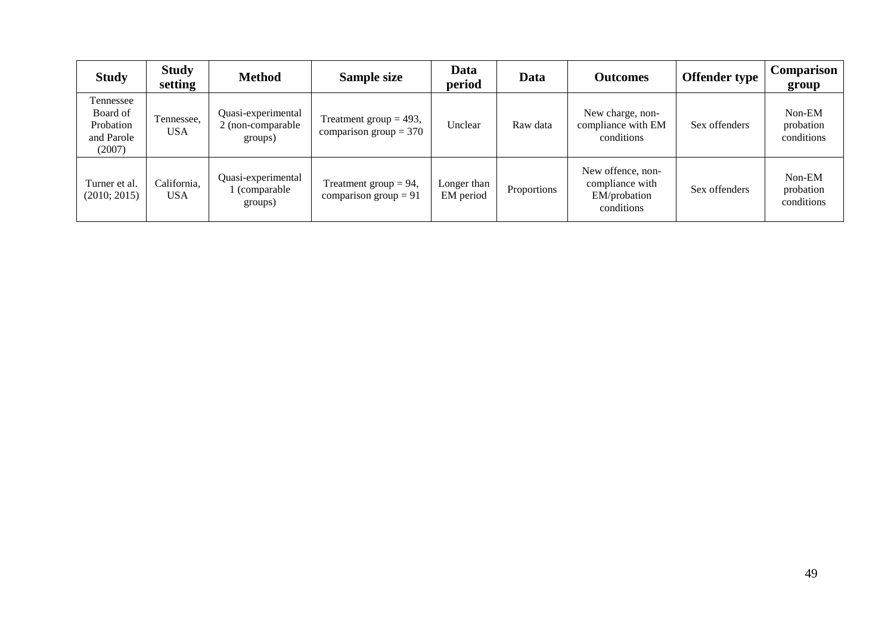| Study | Study setting | Method | Sample size | Data period | Data | Outcomes | Offender type | Comparison group |
|---|---|---|---|---|---|---|---|---|
| Tennessee Board of Probation and Parole (2007) | Tennessee, USA | Quasi-experimental 2 (non-comparable groups) | Treatment group = 493, comparison group = 370 | Unclear | Raw data | New charge, non-compliance with EM conditions | Sex offenders | Non-EM probation conditions |
| Turner et al. (2010; 2015) | California, USA | Quasi-experimental 1 (comparable groups) | Treatment group = 94, comparison group = 91 | Longer than EM period | Proportions | New offence, non-compliance with EM/probation conditions | Sex offenders | Non-EM probation conditions |